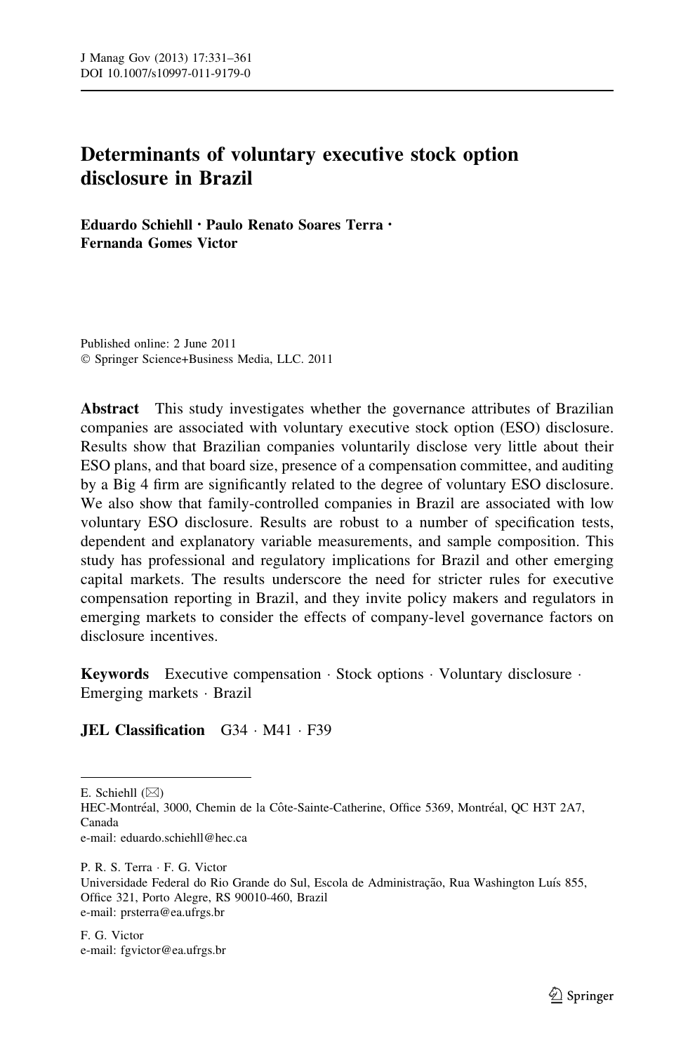# Determinants of voluntary executive stock option disclosure in Brazil

**Eduardo Schiehll · Paulo Renato Soares Terra · Fernanda Gomes Victor**

Published online: 2 June 2011
© Springer Science+Business Media, LLC. 2011

**Abstract** This study investigates whether the governance attributes of Brazilian companies are associated with voluntary executive stock option (ESO) disclosure. Results show that Brazilian companies voluntarily disclose very little about their ESO plans, and that board size, presence of a compensation committee, and auditing by a Big 4 firm are significantly related to the degree of voluntary ESO disclosure. We also show that family-controlled companies in Brazil are associated with low voluntary ESO disclosure. Results are robust to a number of specification tests, dependent and explanatory variable measurements, and sample composition. This study has professional and regulatory implications for Brazil and other emerging capital markets. The results underscore the need for stricter rules for executive compensation reporting in Brazil, and they invite policy makers and regulators in emerging markets to consider the effects of company-level governance factors on disclosure incentives.

**Keywords** Executive compensation · Stock options · Voluntary disclosure · Emerging markets · Brazil

**JEL Classification** G34 · M41 · F39

---

E. Schiehll (✉)
HEC-Montréal, 3000, Chemin de la Côte-Sainte-Catherine, Office 5369, Montréal, QC H3T 2A7, Canada
e-mail: eduardo.schiehll@hec.ca

P. R. S. Terra · F. G. Victor
Universidade Federal do Rio Grande do Sul, Escola de Administração, Rua Washington Luís 855, Office 321, Porto Alegre, RS 90010-460, Brazil
e-mail: prsterra@ea.ufrgs.br

F. G. Victor
e-mail: fgvictor@ea.ufrgs.br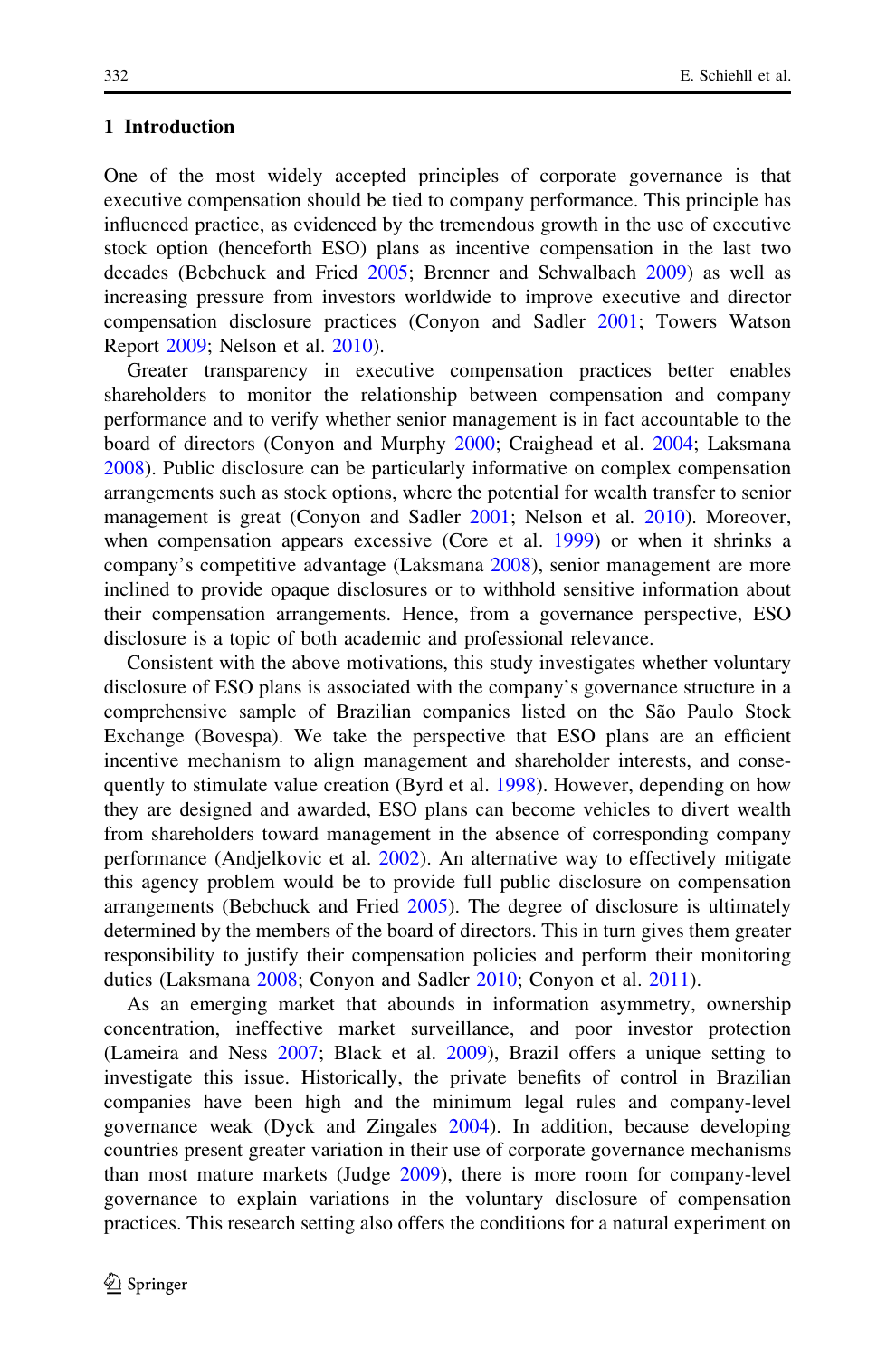## 1 Introduction

One of the most widely accepted principles of corporate governance is that executive compensation should be tied to company performance. This principle has influenced practice, as evidenced by the tremendous growth in the use of executive stock option (henceforth ESO) plans as incentive compensation in the last two decades (Bebchuck and Fried 2005; Brenner and Schwalbach 2009) as well as increasing pressure from investors worldwide to improve executive and director compensation disclosure practices (Conyon and Sadler 2001; Towers Watson Report 2009; Nelson et al. 2010).

Greater transparency in executive compensation practices better enables shareholders to monitor the relationship between compensation and company performance and to verify whether senior management is in fact accountable to the board of directors (Conyon and Murphy 2000; Craighead et al. 2004; Laksmana 2008). Public disclosure can be particularly informative on complex compensation arrangements such as stock options, where the potential for wealth transfer to senior management is great (Conyon and Sadler 2001; Nelson et al. 2010). Moreover, when compensation appears excessive (Core et al. 1999) or when it shrinks a company's competitive advantage (Laksmana 2008), senior management are more inclined to provide opaque disclosures or to withhold sensitive information about their compensation arrangements. Hence, from a governance perspective, ESO disclosure is a topic of both academic and professional relevance.

Consistent with the above motivations, this study investigates whether voluntary disclosure of ESO plans is associated with the company's governance structure in a comprehensive sample of Brazilian companies listed on the São Paulo Stock Exchange (Bovespa). We take the perspective that ESO plans are an efficient incentive mechanism to align management and shareholder interests, and consequently to stimulate value creation (Byrd et al. 1998). However, depending on how they are designed and awarded, ESO plans can become vehicles to divert wealth from shareholders toward management in the absence of corresponding company performance (Andjelkovic et al. 2002). An alternative way to effectively mitigate this agency problem would be to provide full public disclosure on compensation arrangements (Bebchuck and Fried 2005). The degree of disclosure is ultimately determined by the members of the board of directors. This in turn gives them greater responsibility to justify their compensation policies and perform their monitoring duties (Laksmana 2008; Conyon and Sadler 2010; Conyon et al. 2011).

As an emerging market that abounds in information asymmetry, ownership concentration, ineffective market surveillance, and poor investor protection (Lameira and Ness 2007; Black et al. 2009), Brazil offers a unique setting to investigate this issue. Historically, the private benefits of control in Brazilian companies have been high and the minimum legal rules and company-level governance weak (Dyck and Zingales 2004). In addition, because developing countries present greater variation in their use of corporate governance mechanisms than most mature markets (Judge 2009), there is more room for company-level governance to explain variations in the voluntary disclosure of compensation practices. This research setting also offers the conditions for a natural experiment on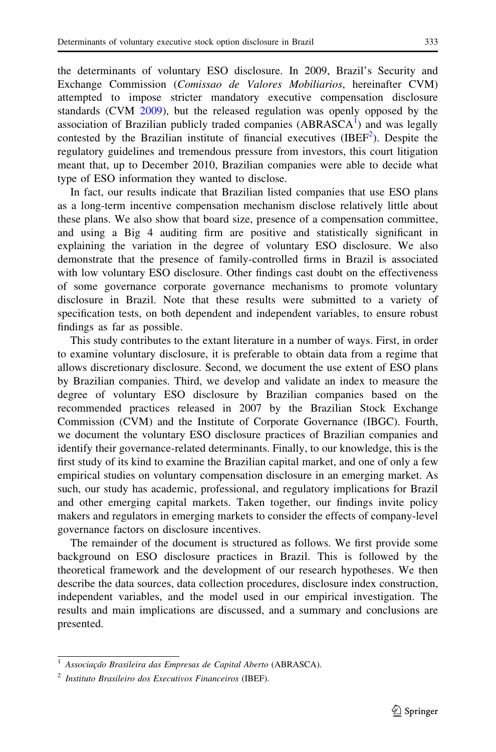the determinants of voluntary ESO disclosure. In 2009, Brazil's Security and Exchange Commission (*Comissao de Valores Mobiliarios*, hereinafter CVM) attempted to impose stricter mandatory executive compensation disclosure standards (CVM 2009), but the released regulation was openly opposed by the association of Brazilian publicly traded companies (ABRASCA[1]) and was legally contested by the Brazilian institute of financial executives (IBEF[2]). Despite the regulatory guidelines and tremendous pressure from investors, this court litigation meant that, up to December 2010, Brazilian companies were able to decide what type of ESO information they wanted to disclose.

In fact, our results indicate that Brazilian listed companies that use ESO plans as a long-term incentive compensation mechanism disclose relatively little about these plans. We also show that board size, presence of a compensation committee, and using a Big 4 auditing firm are positive and statistically significant in explaining the variation in the degree of voluntary ESO disclosure. We also demonstrate that the presence of family-controlled firms in Brazil is associated with low voluntary ESO disclosure. Other findings cast doubt on the effectiveness of some governance corporate governance mechanisms to promote voluntary disclosure in Brazil. Note that these results were submitted to a variety of specification tests, on both dependent and independent variables, to ensure robust findings as far as possible.

This study contributes to the extant literature in a number of ways. First, in order to examine voluntary disclosure, it is preferable to obtain data from a regime that allows discretionary disclosure. Second, we document the use extent of ESO plans by Brazilian companies. Third, we develop and validate an index to measure the degree of voluntary ESO disclosure by Brazilian companies based on the recommended practices released in 2007 by the Brazilian Stock Exchange Commission (CVM) and the Institute of Corporate Governance (IBGC). Fourth, we document the voluntary ESO disclosure practices of Brazilian companies and identify their governance-related determinants. Finally, to our knowledge, this is the first study of its kind to examine the Brazilian capital market, and one of only a few empirical studies on voluntary compensation disclosure in an emerging market. As such, our study has academic, professional, and regulatory implications for Brazil and other emerging capital markets. Taken together, our findings invite policy makers and regulators in emerging markets to consider the effects of company-level governance factors on disclosure incentives.

The remainder of the document is structured as follows. We first provide some background on ESO disclosure practices in Brazil. This is followed by the theoretical framework and the development of our research hypotheses. We then describe the data sources, data collection procedures, disclosure index construction, independent variables, and the model used in our empirical investigation. The results and main implications are discussed, and a summary and conclusions are presented.

---

[1] *Associação Brasileira das Empresas de Capital Aberto* (ABRASCA).

[2] *Instituto Brasileiro dos Executivos Financeiros* (IBEF).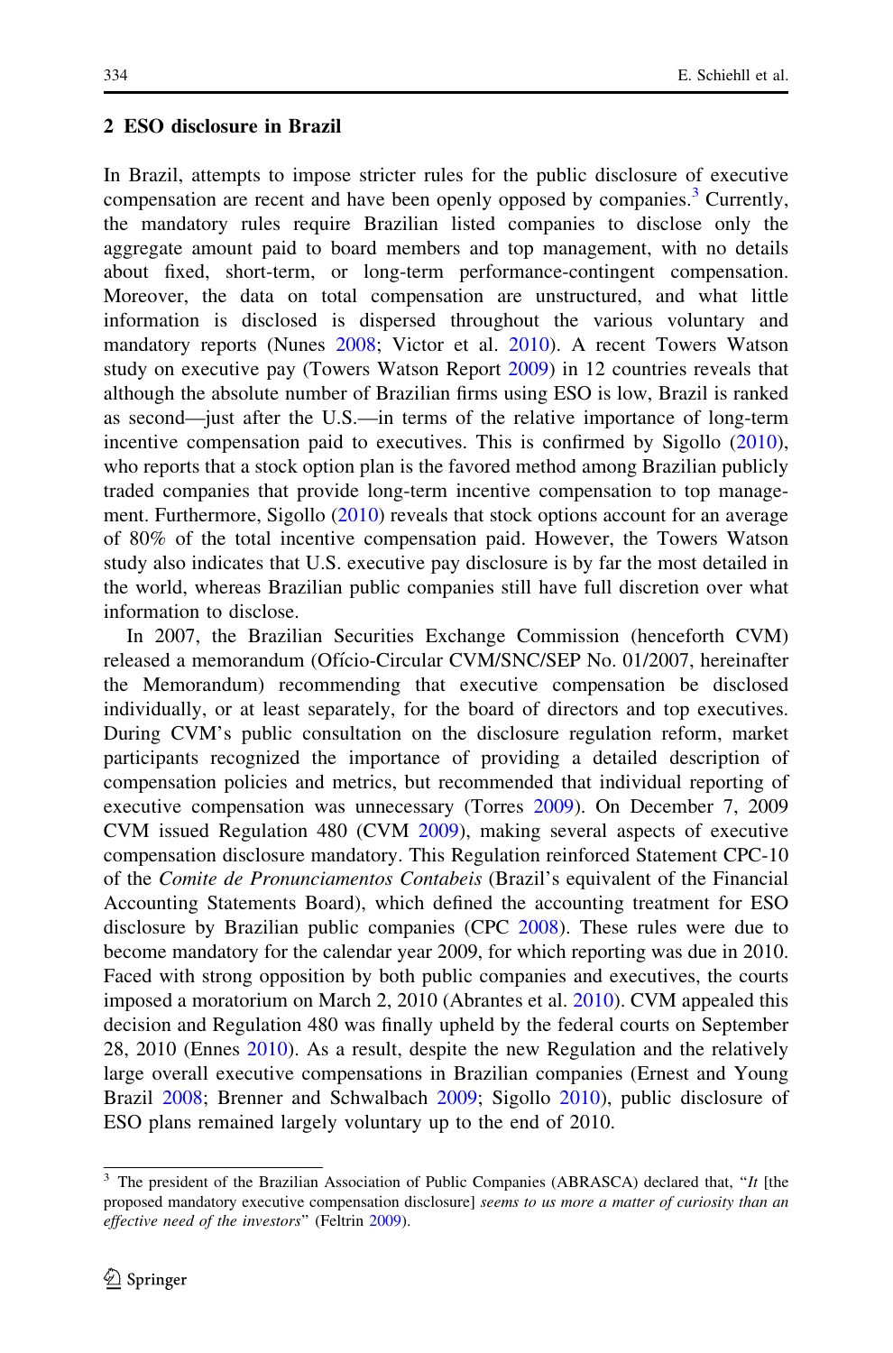## 2 ESO disclosure in Brazil

In Brazil, attempts to impose stricter rules for the public disclosure of executive compensation are recent and have been openly opposed by companies.[3] Currently, the mandatory rules require Brazilian listed companies to disclose only the aggregate amount paid to board members and top management, with no details about fixed, short-term, or long-term performance-contingent compensation. Moreover, the data on total compensation are unstructured, and what little information is disclosed is dispersed throughout the various voluntary and mandatory reports (Nunes 2008; Victor et al. 2010). A recent Towers Watson study on executive pay (Towers Watson Report 2009) in 12 countries reveals that although the absolute number of Brazilian firms using ESO is low, Brazil is ranked as second—just after the U.S.—in terms of the relative importance of long-term incentive compensation paid to executives. This is confirmed by Sigollo (2010), who reports that a stock option plan is the favored method among Brazilian publicly traded companies that provide long-term incentive compensation to top management. Furthermore, Sigollo (2010) reveals that stock options account for an average of 80% of the total incentive compensation paid. However, the Towers Watson study also indicates that U.S. executive pay disclosure is by far the most detailed in the world, whereas Brazilian public companies still have full discretion over what information to disclose.

In 2007, the Brazilian Securities Exchange Commission (henceforth CVM) released a memorandum (Ofício-Circular CVM/SNC/SEP No. 01/2007, hereinafter the Memorandum) recommending that executive compensation be disclosed individually, or at least separately, for the board of directors and top executives. During CVM's public consultation on the disclosure regulation reform, market participants recognized the importance of providing a detailed description of compensation policies and metrics, but recommended that individual reporting of executive compensation was unnecessary (Torres 2009). On December 7, 2009 CVM issued Regulation 480 (CVM 2009), making several aspects of executive compensation disclosure mandatory. This Regulation reinforced Statement CPC-10 of the *Comite de Pronunciamentos Contabeis* (Brazil's equivalent of the Financial Accounting Statements Board), which defined the accounting treatment for ESO disclosure by Brazilian public companies (CPC 2008). These rules were due to become mandatory for the calendar year 2009, for which reporting was due in 2010. Faced with strong opposition by both public companies and executives, the courts imposed a moratorium on March 2, 2010 (Abrantes et al. 2010). CVM appealed this decision and Regulation 480 was finally upheld by the federal courts on September 28, 2010 (Ennes 2010). As a result, despite the new Regulation and the relatively large overall executive compensations in Brazilian companies (Ernest and Young Brazil 2008; Brenner and Schwalbach 2009; Sigollo 2010), public disclosure of ESO plans remained largely voluntary up to the end of 2010.

[3] The president of the Brazilian Association of Public Companies (ABRASCA) declared that, "*It* [the proposed mandatory executive compensation disclosure] *seems to us more a matter of curiosity than an effective need of the investors*" (Feltrin 2009).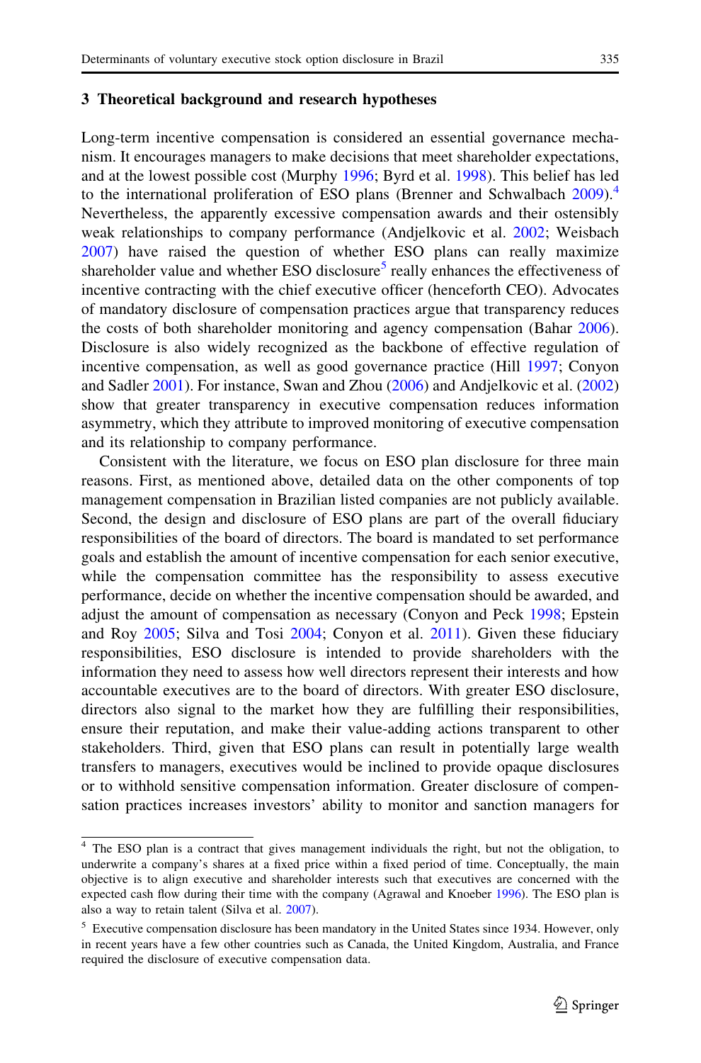## 3 Theoretical background and research hypotheses

Long-term incentive compensation is considered an essential governance mechanism. It encourages managers to make decisions that meet shareholder expectations, and at the lowest possible cost (Murphy 1996; Byrd et al. 1998). This belief has led to the international proliferation of ESO plans (Brenner and Schwalbach 2009).[4] Nevertheless, the apparently excessive compensation awards and their ostensibly weak relationships to company performance (Andjelkovic et al. 2002; Weisbach 2007) have raised the question of whether ESO plans can really maximize shareholder value and whether ESO disclosure[5] really enhances the effectiveness of incentive contracting with the chief executive officer (henceforth CEO). Advocates of mandatory disclosure of compensation practices argue that transparency reduces the costs of both shareholder monitoring and agency compensation (Bahar 2006). Disclosure is also widely recognized as the backbone of effective regulation of incentive compensation, as well as good governance practice (Hill 1997; Conyon and Sadler 2001). For instance, Swan and Zhou (2006) and Andjelkovic et al. (2002) show that greater transparency in executive compensation reduces information asymmetry, which they attribute to improved monitoring of executive compensation and its relationship to company performance.

Consistent with the literature, we focus on ESO plan disclosure for three main reasons. First, as mentioned above, detailed data on the other components of top management compensation in Brazilian listed companies are not publicly available. Second, the design and disclosure of ESO plans are part of the overall fiduciary responsibilities of the board of directors. The board is mandated to set performance goals and establish the amount of incentive compensation for each senior executive, while the compensation committee has the responsibility to assess executive performance, decide on whether the incentive compensation should be awarded, and adjust the amount of compensation as necessary (Conyon and Peck 1998; Epstein and Roy 2005; Silva and Tosi 2004; Conyon et al. 2011). Given these fiduciary responsibilities, ESO disclosure is intended to provide shareholders with the information they need to assess how well directors represent their interests and how accountable executives are to the board of directors. With greater ESO disclosure, directors also signal to the market how they are fulfilling their responsibilities, ensure their reputation, and make their value-adding actions transparent to other stakeholders. Third, given that ESO plans can result in potentially large wealth transfers to managers, executives would be inclined to provide opaque disclosures or to withhold sensitive compensation information. Greater disclosure of compensation practices increases investors' ability to monitor and sanction managers for

---

[4] The ESO plan is a contract that gives management individuals the right, but not the obligation, to underwrite a company's shares at a fixed price within a fixed period of time. Conceptually, the main objective is to align executive and shareholder interests such that executives are concerned with the expected cash flow during their time with the company (Agrawal and Knoeber 1996). The ESO plan is also a way to retain talent (Silva et al. 2007).

[5] Executive compensation disclosure has been mandatory in the United States since 1934. However, only in recent years have a few other countries such as Canada, the United Kingdom, Australia, and France required the disclosure of executive compensation data.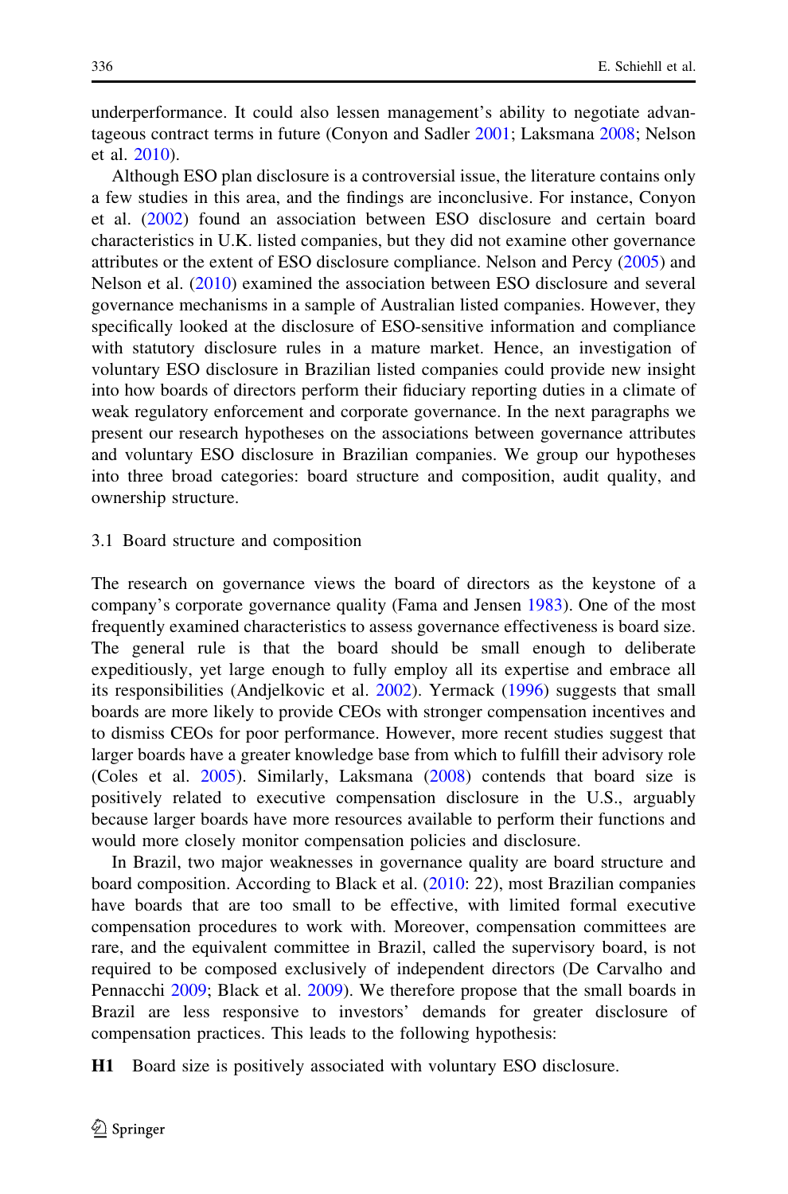underperformance. It could also lessen management's ability to negotiate advantageous contract terms in future (Conyon and Sadler 2001; Laksmana 2008; Nelson et al. 2010).

Although ESO plan disclosure is a controversial issue, the literature contains only a few studies in this area, and the findings are inconclusive. For instance, Conyon et al. (2002) found an association between ESO disclosure and certain board characteristics in U.K. listed companies, but they did not examine other governance attributes or the extent of ESO disclosure compliance. Nelson and Percy (2005) and Nelson et al. (2010) examined the association between ESO disclosure and several governance mechanisms in a sample of Australian listed companies. However, they specifically looked at the disclosure of ESO-sensitive information and compliance with statutory disclosure rules in a mature market. Hence, an investigation of voluntary ESO disclosure in Brazilian listed companies could provide new insight into how boards of directors perform their fiduciary reporting duties in a climate of weak regulatory enforcement and corporate governance. In the next paragraphs we present our research hypotheses on the associations between governance attributes and voluntary ESO disclosure in Brazilian companies. We group our hypotheses into three broad categories: board structure and composition, audit quality, and ownership structure.

### 3.1 Board structure and composition

The research on governance views the board of directors as the keystone of a company's corporate governance quality (Fama and Jensen 1983). One of the most frequently examined characteristics to assess governance effectiveness is board size. The general rule is that the board should be small enough to deliberate expeditiously, yet large enough to fully employ all its expertise and embrace all its responsibilities (Andjelkovic et al. 2002). Yermack (1996) suggests that small boards are more likely to provide CEOs with stronger compensation incentives and to dismiss CEOs for poor performance. However, more recent studies suggest that larger boards have a greater knowledge base from which to fulfill their advisory role (Coles et al. 2005). Similarly, Laksmana (2008) contends that board size is positively related to executive compensation disclosure in the U.S., arguably because larger boards have more resources available to perform their functions and would more closely monitor compensation policies and disclosure.

In Brazil, two major weaknesses in governance quality are board structure and board composition. According to Black et al. (2010: 22), most Brazilian companies have boards that are too small to be effective, with limited formal executive compensation procedures to work with. Moreover, compensation committees are rare, and the equivalent committee in Brazil, called the supervisory board, is not required to be composed exclusively of independent directors (De Carvalho and Pennacchi 2009; Black et al. 2009). We therefore propose that the small boards in Brazil are less responsive to investors' demands for greater disclosure of compensation practices. This leads to the following hypothesis:

**H1** Board size is positively associated with voluntary ESO disclosure.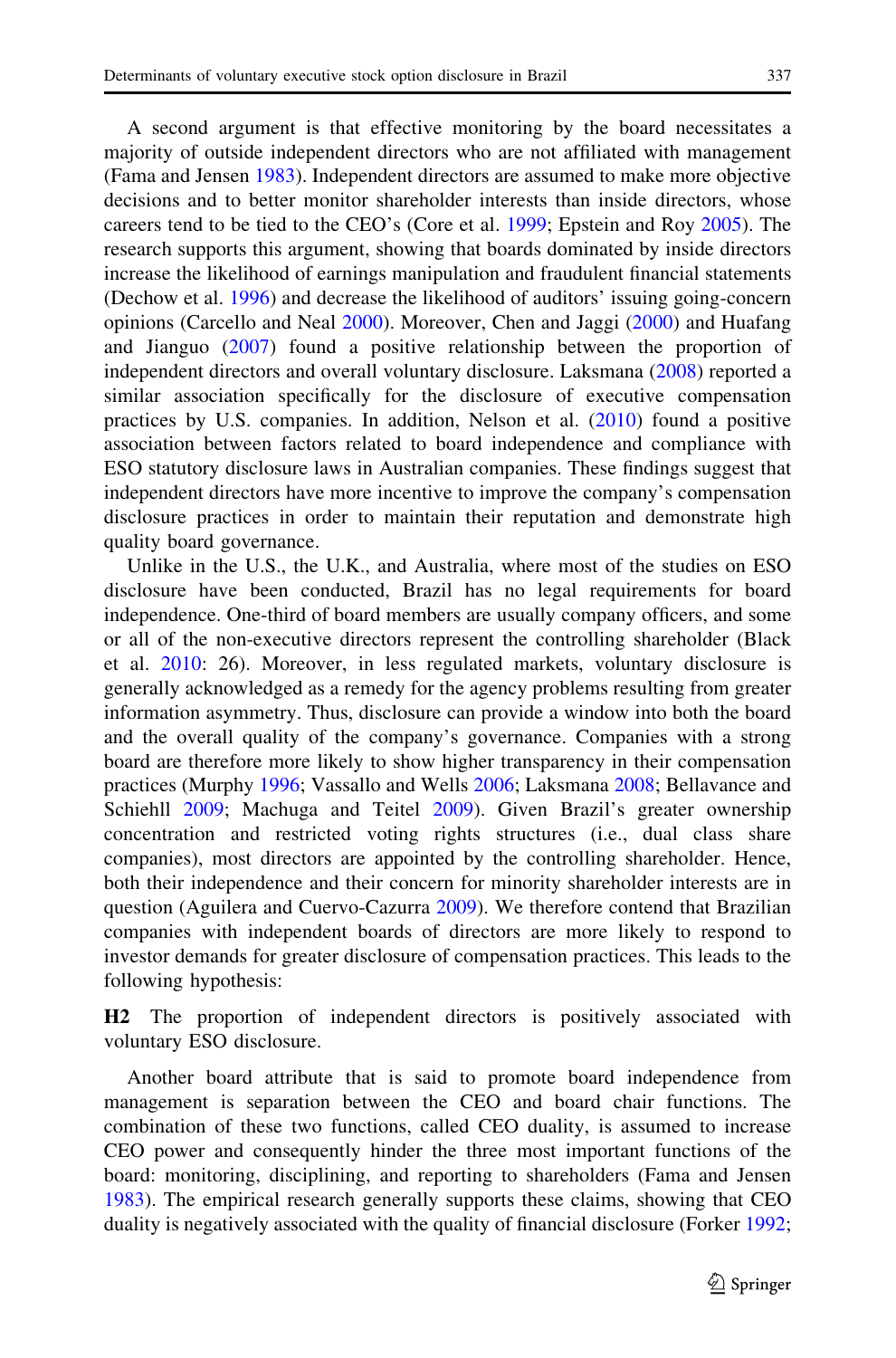A second argument is that effective monitoring by the board necessitates a majority of outside independent directors who are not affiliated with management (Fama and Jensen 1983). Independent directors are assumed to make more objective decisions and to better monitor shareholder interests than inside directors, whose careers tend to be tied to the CEO's (Core et al. 1999; Epstein and Roy 2005). The research supports this argument, showing that boards dominated by inside directors increase the likelihood of earnings manipulation and fraudulent financial statements (Dechow et al. 1996) and decrease the likelihood of auditors' issuing going-concern opinions (Carcello and Neal 2000). Moreover, Chen and Jaggi (2000) and Huafang and Jianguo (2007) found a positive relationship between the proportion of independent directors and overall voluntary disclosure. Laksmana (2008) reported a similar association specifically for the disclosure of executive compensation practices by U.S. companies. In addition, Nelson et al. (2010) found a positive association between factors related to board independence and compliance with ESO statutory disclosure laws in Australian companies. These findings suggest that independent directors have more incentive to improve the company's compensation disclosure practices in order to maintain their reputation and demonstrate high quality board governance.

Unlike in the U.S., the U.K., and Australia, where most of the studies on ESO disclosure have been conducted, Brazil has no legal requirements for board independence. One-third of board members are usually company officers, and some or all of the non-executive directors represent the controlling shareholder (Black et al. 2010: 26). Moreover, in less regulated markets, voluntary disclosure is generally acknowledged as a remedy for the agency problems resulting from greater information asymmetry. Thus, disclosure can provide a window into both the board and the overall quality of the company's governance. Companies with a strong board are therefore more likely to show higher transparency in their compensation practices (Murphy 1996; Vassallo and Wells 2006; Laksmana 2008; Bellavance and Schiehll 2009; Machuga and Teitel 2009). Given Brazil's greater ownership concentration and restricted voting rights structures (i.e., dual class share companies), most directors are appointed by the controlling shareholder. Hence, both their independence and their concern for minority shareholder interests are in question (Aguilera and Cuervo-Cazurra 2009). We therefore contend that Brazilian companies with independent boards of directors are more likely to respond to investor demands for greater disclosure of compensation practices. This leads to the following hypothesis:

**H2** The proportion of independent directors is positively associated with voluntary ESO disclosure.

Another board attribute that is said to promote board independence from management is separation between the CEO and board chair functions. The combination of these two functions, called CEO duality, is assumed to increase CEO power and consequently hinder the three most important functions of the board: monitoring, disciplining, and reporting to shareholders (Fama and Jensen 1983). The empirical research generally supports these claims, showing that CEO duality is negatively associated with the quality of financial disclosure (Forker 1992;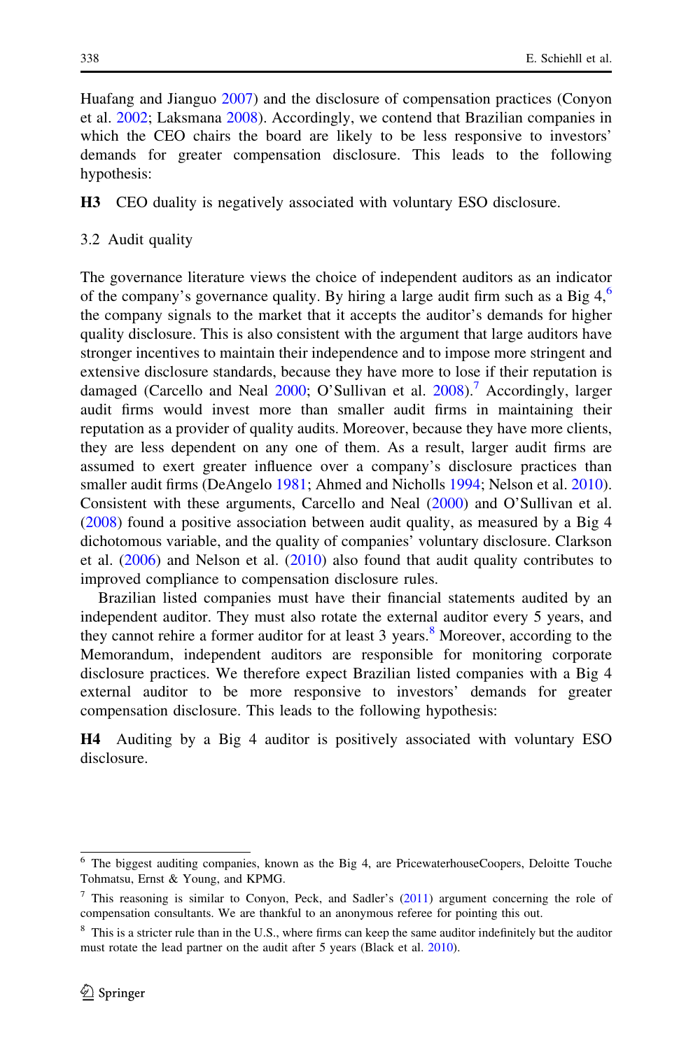Huafang and Jianguo 2007) and the disclosure of compensation practices (Conyon et al. 2002; Laksmana 2008). Accordingly, we contend that Brazilian companies in which the CEO chairs the board are likely to be less responsive to investors' demands for greater compensation disclosure. This leads to the following hypothesis:

**H3** CEO duality is negatively associated with voluntary ESO disclosure.

### 3.2 Audit quality

The governance literature views the choice of independent auditors as an indicator of the company's governance quality. By hiring a large audit firm such as a Big 4,[6] the company signals to the market that it accepts the auditor's demands for higher quality disclosure. This is also consistent with the argument that large auditors have stronger incentives to maintain their independence and to impose more stringent and extensive disclosure standards, because they have more to lose if their reputation is damaged (Carcello and Neal 2000; O'Sullivan et al. 2008).[7] Accordingly, larger audit firms would invest more than smaller audit firms in maintaining their reputation as a provider of quality audits. Moreover, because they have more clients, they are less dependent on any one of them. As a result, larger audit firms are assumed to exert greater influence over a company's disclosure practices than smaller audit firms (DeAngelo 1981; Ahmed and Nicholls 1994; Nelson et al. 2010). Consistent with these arguments, Carcello and Neal (2000) and O'Sullivan et al. (2008) found a positive association between audit quality, as measured by a Big 4 dichotomous variable, and the quality of companies' voluntary disclosure. Clarkson et al. (2006) and Nelson et al. (2010) also found that audit quality contributes to improved compliance to compensation disclosure rules.

Brazilian listed companies must have their financial statements audited by an independent auditor. They must also rotate the external auditor every 5 years, and they cannot rehire a former auditor for at least 3 years.[8] Moreover, according to the Memorandum, independent auditors are responsible for monitoring corporate disclosure practices. We therefore expect Brazilian listed companies with a Big 4 external auditor to be more responsive to investors' demands for greater compensation disclosure. This leads to the following hypothesis:

**H4** Auditing by a Big 4 auditor is positively associated with voluntary ESO disclosure.

---

[6] The biggest auditing companies, known as the Big 4, are PricewaterhouseCoopers, Deloitte Touche Tohmatsu, Ernst & Young, and KPMG.

[7] This reasoning is similar to Conyon, Peck, and Sadler's (2011) argument concerning the role of compensation consultants. We are thankful to an anonymous referee for pointing this out.

[8] This is a stricter rule than in the U.S., where firms can keep the same auditor indefinitely but the auditor must rotate the lead partner on the audit after 5 years (Black et al. 2010).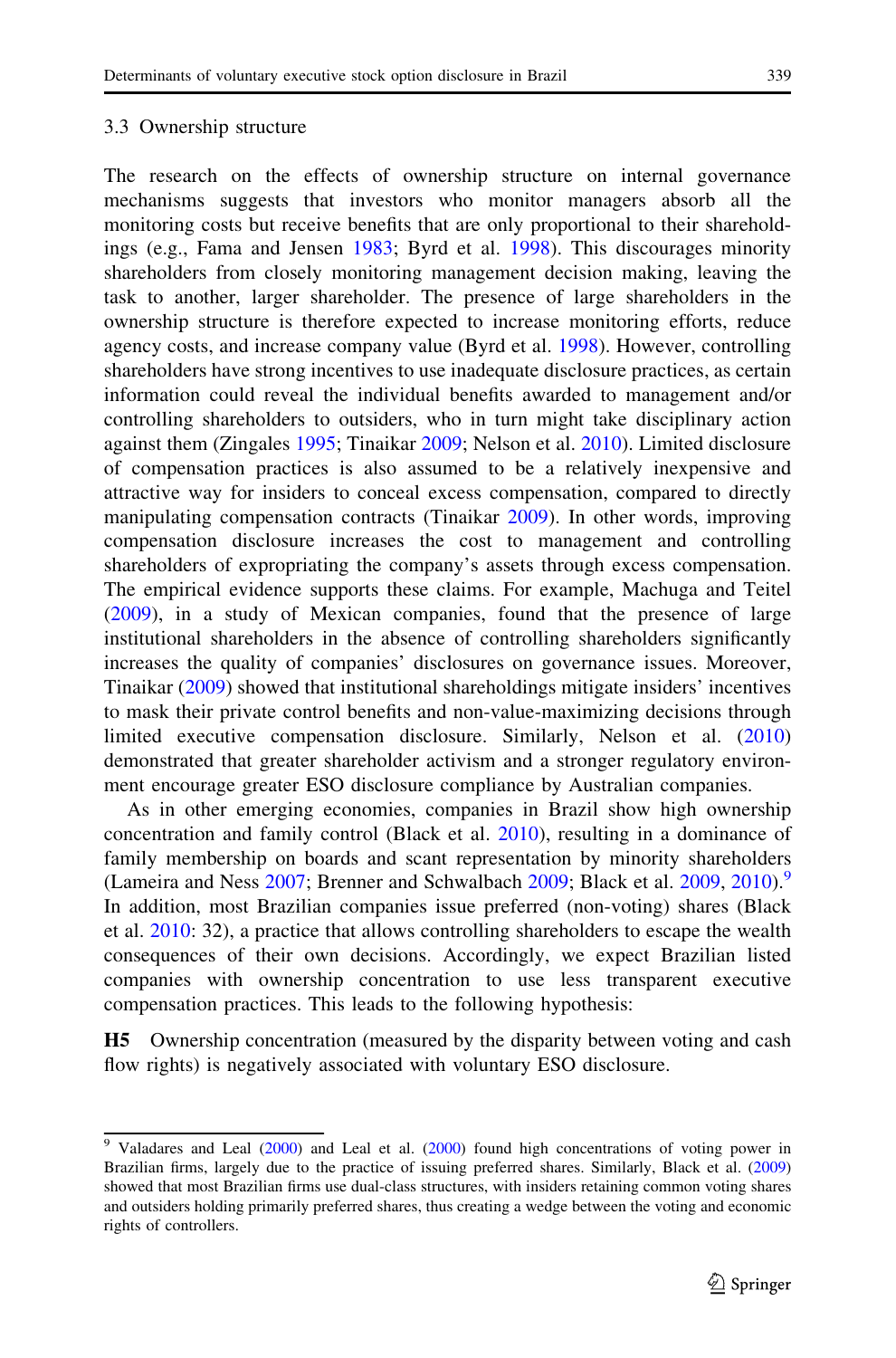### 3.3 Ownership structure

The research on the effects of ownership structure on internal governance mechanisms suggests that investors who monitor managers absorb all the monitoring costs but receive benefits that are only proportional to their shareholdings (e.g., Fama and Jensen 1983; Byrd et al. 1998). This discourages minority shareholders from closely monitoring management decision making, leaving the task to another, larger shareholder. The presence of large shareholders in the ownership structure is therefore expected to increase monitoring efforts, reduce agency costs, and increase company value (Byrd et al. 1998). However, controlling shareholders have strong incentives to use inadequate disclosure practices, as certain information could reveal the individual benefits awarded to management and/or controlling shareholders to outsiders, who in turn might take disciplinary action against them (Zingales 1995; Tinaikar 2009; Nelson et al. 2010). Limited disclosure of compensation practices is also assumed to be a relatively inexpensive and attractive way for insiders to conceal excess compensation, compared to directly manipulating compensation contracts (Tinaikar 2009). In other words, improving compensation disclosure increases the cost to management and controlling shareholders of expropriating the company's assets through excess compensation. The empirical evidence supports these claims. For example, Machuga and Teitel (2009), in a study of Mexican companies, found that the presence of large institutional shareholders in the absence of controlling shareholders significantly increases the quality of companies' disclosures on governance issues. Moreover, Tinaikar (2009) showed that institutional shareholdings mitigate insiders' incentives to mask their private control benefits and non-value-maximizing decisions through limited executive compensation disclosure. Similarly, Nelson et al. (2010) demonstrated that greater shareholder activism and a stronger regulatory environment encourage greater ESO disclosure compliance by Australian companies.

As in other emerging economies, companies in Brazil show high ownership concentration and family control (Black et al. 2010), resulting in a dominance of family membership on boards and scant representation by minority shareholders (Lameira and Ness 2007; Brenner and Schwalbach 2009; Black et al. 2009, 2010).[9] In addition, most Brazilian companies issue preferred (non-voting) shares (Black et al. 2010: 32), a practice that allows controlling shareholders to escape the wealth consequences of their own decisions. Accordingly, we expect Brazilian listed companies with ownership concentration to use less transparent executive compensation practices. This leads to the following hypothesis:

**H5** Ownership concentration (measured by the disparity between voting and cash flow rights) is negatively associated with voluntary ESO disclosure.

---

[9] Valadares and Leal (2000) and Leal et al. (2000) found high concentrations of voting power in Brazilian firms, largely due to the practice of issuing preferred shares. Similarly, Black et al. (2009) showed that most Brazilian firms use dual-class structures, with insiders retaining common voting shares and outsiders holding primarily preferred shares, thus creating a wedge between the voting and economic rights of controllers.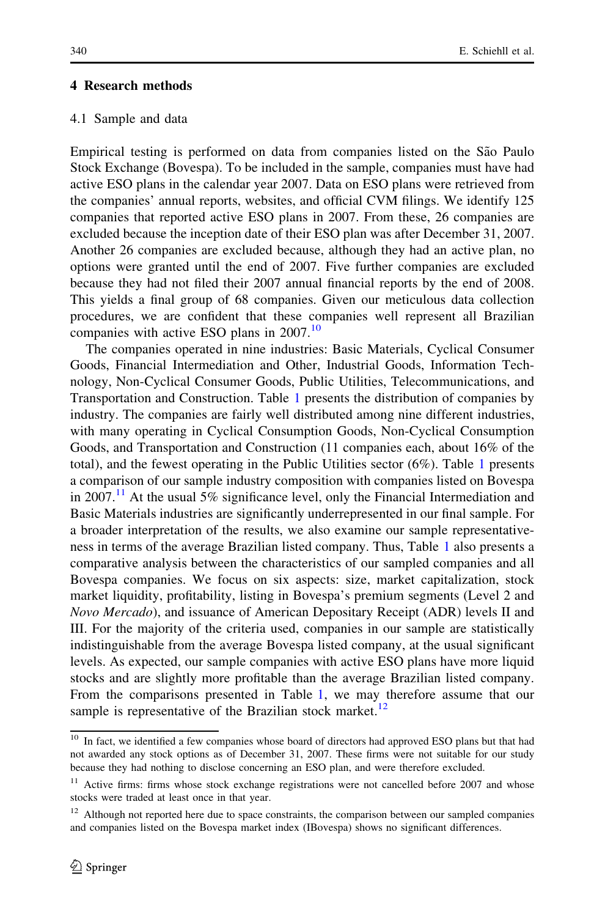## 4 Research methods

### 4.1 Sample and data

Empirical testing is performed on data from companies listed on the São Paulo Stock Exchange (Bovespa). To be included in the sample, companies must have had active ESO plans in the calendar year 2007. Data on ESO plans were retrieved from the companies' annual reports, websites, and official CVM filings. We identify 125 companies that reported active ESO plans in 2007. From these, 26 companies are excluded because the inception date of their ESO plan was after December 31, 2007. Another 26 companies are excluded because, although they had an active plan, no options were granted until the end of 2007. Five further companies are excluded because they had not filed their 2007 annual financial reports by the end of 2008. This yields a final group of 68 companies. Given our meticulous data collection procedures, we are confident that these companies well represent all Brazilian companies with active ESO plans in 2007.[10]

The companies operated in nine industries: Basic Materials, Cyclical Consumer Goods, Financial Intermediation and Other, Industrial Goods, Information Technology, Non-Cyclical Consumer Goods, Public Utilities, Telecommunications, and Transportation and Construction. Table 1 presents the distribution of companies by industry. The companies are fairly well distributed among nine different industries, with many operating in Cyclical Consumption Goods, Non-Cyclical Consumption Goods, and Transportation and Construction (11 companies each, about 16% of the total), and the fewest operating in the Public Utilities sector (6%). Table 1 presents a comparison of our sample industry composition with companies listed on Bovespa in 2007.[11] At the usual 5% significance level, only the Financial Intermediation and Basic Materials industries are significantly underrepresented in our final sample. For a broader interpretation of the results, we also examine our sample representativeness in terms of the average Brazilian listed company. Thus, Table 1 also presents a comparative analysis between the characteristics of our sampled companies and all Bovespa companies. We focus on six aspects: size, market capitalization, stock market liquidity, profitability, listing in Bovespa's premium segments (Level 2 and *Novo Mercado*), and issuance of American Depositary Receipt (ADR) levels II and III. For the majority of the criteria used, companies in our sample are statistically indistinguishable from the average Bovespa listed company, at the usual significant levels. As expected, our sample companies with active ESO plans have more liquid stocks and are slightly more profitable than the average Brazilian listed company. From the comparisons presented in Table 1, we may therefore assume that our sample is representative of the Brazilian stock market.[12]

---

[10] In fact, we identified a few companies whose board of directors had approved ESO plans but that had not awarded any stock options as of December 31, 2007. These firms were not suitable for our study because they had nothing to disclose concerning an ESO plan, and were therefore excluded.

[11] Active firms: firms whose stock exchange registrations were not cancelled before 2007 and whose stocks were traded at least once in that year.

[12] Although not reported here due to space constraints, the comparison between our sampled companies and companies listed on the Bovespa market index (IBovespa) shows no significant differences.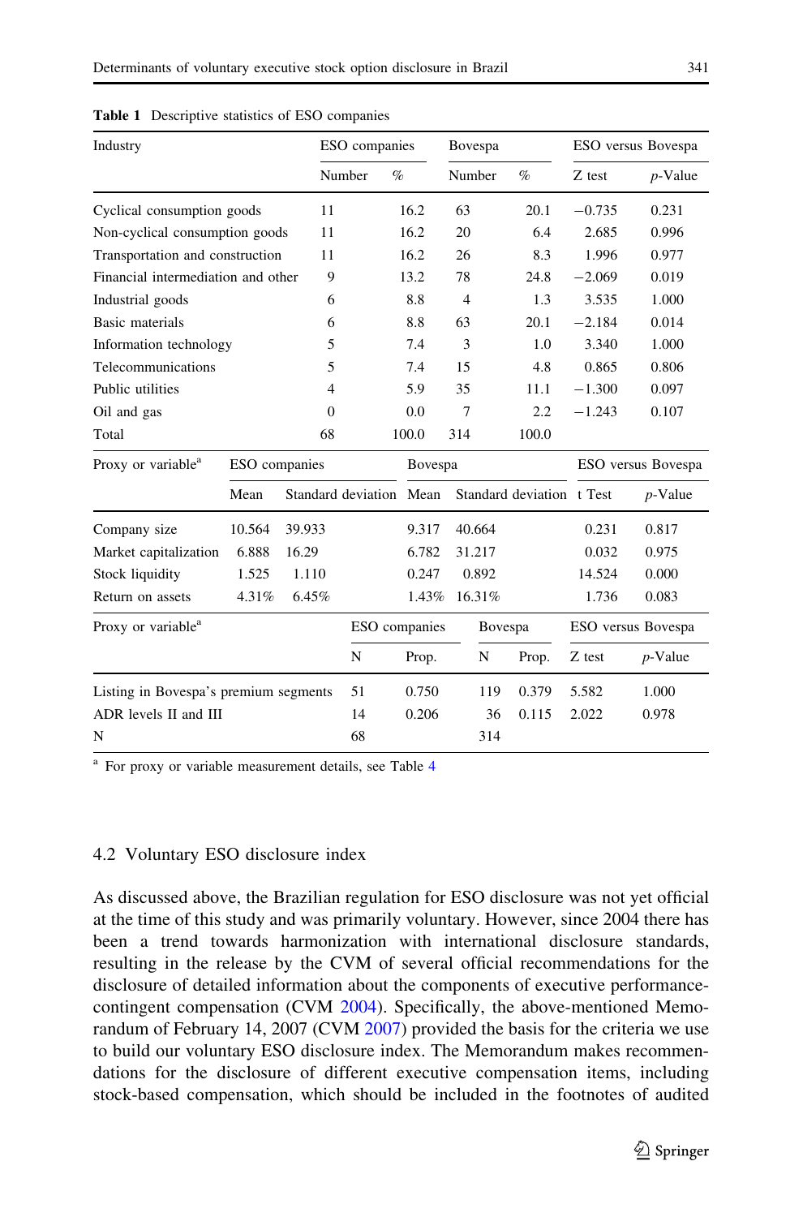**Table 1** Descriptive statistics of ESO companies

| Industry | ESO companies | | Bovespa | | ESO versus Bovespa | |
|---|---|---|---|---|---|---|
| | Number | % | Number | % | Z test | *p*-Value |
| Cyclical consumption goods | 11 | 16.2 | 63 | 20.1 | −0.735 | 0.231 |
| Non-cyclical consumption goods | 11 | 16.2 | 20 | 6.4 | 2.685 | 0.996 |
| Transportation and construction | 11 | 16.2 | 26 | 8.3 | 1.996 | 0.977 |
| Financial intermediation and other | 9 | 13.2 | 78 | 24.8 | −2.069 | 0.019 |
| Industrial goods | 6 | 8.8 | 4 | 1.3 | 3.535 | 1.000 |
| Basic materials | 6 | 8.8 | 63 | 20.1 | −2.184 | 0.014 |
| Information technology | 5 | 7.4 | 3 | 1.0 | 3.340 | 1.000 |
| Telecommunications | 5 | 7.4 | 15 | 4.8 | 0.865 | 0.806 |
| Public utilities | 4 | 5.9 | 35 | 11.1 | −1.300 | 0.097 |
| Oil and gas | 0 | 0.0 | 7 | 2.2 | −1.243 | 0.107 |
| Total | 68 | 100.0 | 314 | 100.0 | | |

| Proxy or variable[a] | ESO companies | | Bovespa | | ESO versus Bovespa | |
|---|---|---|---|---|---|---|
| | Mean | Standard deviation | Mean | Standard deviation | t Test | *p*-Value |
| Company size | 10.564 | 39.933 | 9.317 | 40.664 | 0.231 | 0.817 |
| Market capitalization | 6.888 | 16.29 | 6.782 | 31.217 | 0.032 | 0.975 |
| Stock liquidity | 1.525 | 1.110 | 0.247 | 0.892 | 14.524 | 0.000 |
| Return on assets | 4.31% | 6.45% | 1.43% | 16.31% | 1.736 | 0.083 |

| Proxy or variable[a] | ESO companies | | Bovespa | | ESO versus Bovespa | |
|---|---|---|---|---|---|---|
| | N | Prop. | N | Prop. | Z test | *p*-Value |
| Listing in Bovespa's premium segments | 51 | 0.750 | 119 | 0.379 | 5.582 | 1.000 |
| ADR levels II and III | 14 | 0.206 | 36 | 0.115 | 2.022 | 0.978 |
| N | 68 | | 314 | | | |

[a] For proxy or variable measurement details, see Table 4

### 4.2 Voluntary ESO disclosure index

As discussed above, the Brazilian regulation for ESO disclosure was not yet official at the time of this study and was primarily voluntary. However, since 2004 there has been a trend towards harmonization with international disclosure standards, resulting in the release by the CVM of several official recommendations for the disclosure of detailed information about the components of executive performance-contingent compensation (CVM 2004). Specifically, the above-mentioned Memorandum of February 14, 2007 (CVM 2007) provided the basis for the criteria we use to build our voluntary ESO disclosure index. The Memorandum makes recommendations for the disclosure of different executive compensation items, including stock-based compensation, which should be included in the footnotes of audited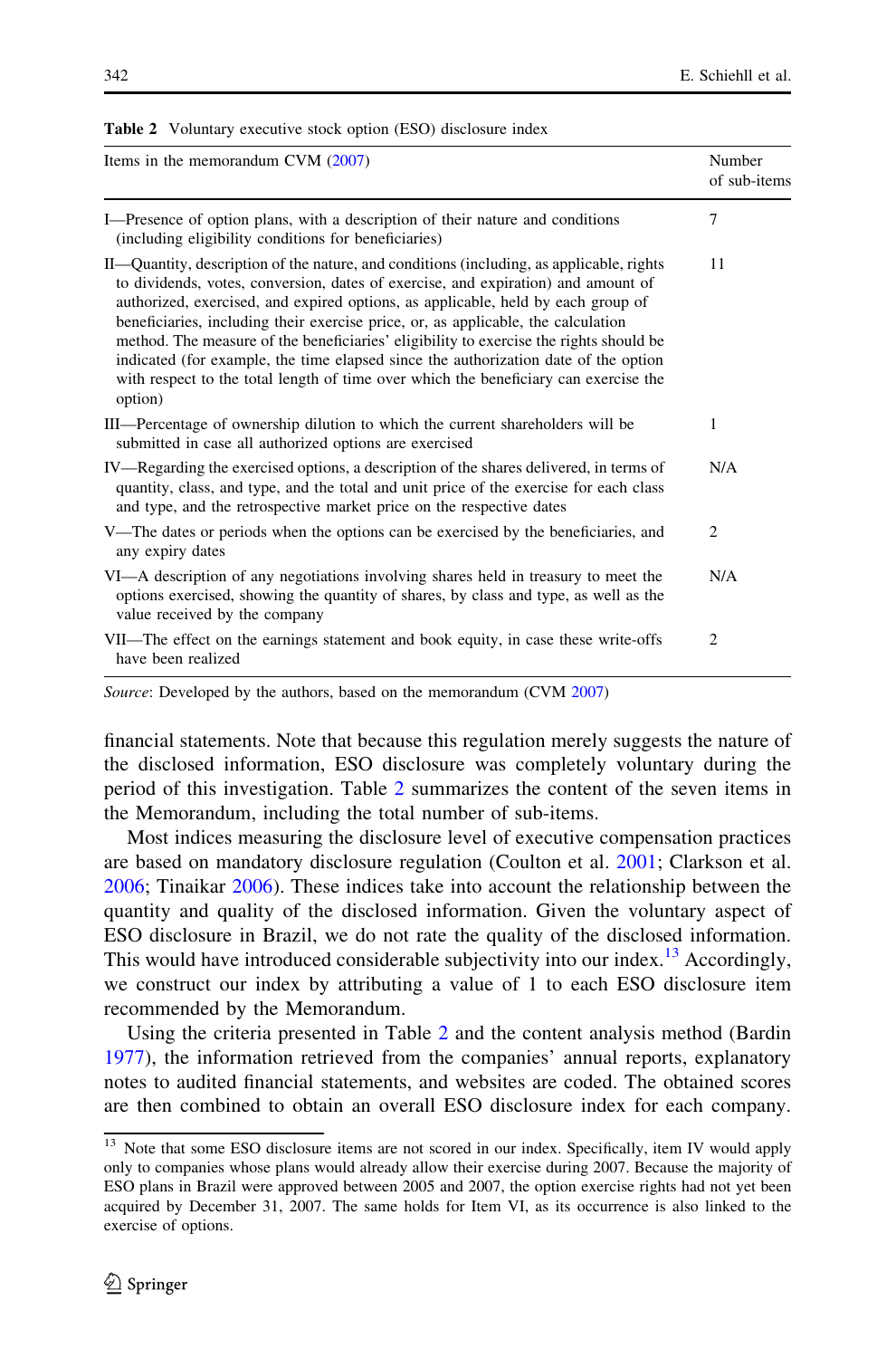**Table 2** Voluntary executive stock option (ESO) disclosure index

| Items in the memorandum CVM (2007) | Number of sub-items |
|---|---|
| I—Presence of option plans, with a description of their nature and conditions (including eligibility conditions for beneficiaries) | 7 |
| II—Quantity, description of the nature, and conditions (including, as applicable, rights to dividends, votes, conversion, dates of exercise, and expiration) and amount of authorized, exercised, and expired options, as applicable, held by each group of beneficiaries, including their exercise price, or, as applicable, the calculation method. The measure of the beneficiaries' eligibility to exercise the rights should be indicated (for example, the time elapsed since the authorization date of the option with respect to the total length of time over which the beneficiary can exercise the option) | 11 |
| III—Percentage of ownership dilution to which the current shareholders will be submitted in case all authorized options are exercised | 1 |
| IV—Regarding the exercised options, a description of the shares delivered, in terms of quantity, class, and type, and the total and unit price of the exercise for each class and type, and the retrospective market price on the respective dates | N/A |
| V—The dates or periods when the options can be exercised by the beneficiaries, and any expiry dates | 2 |
| VI—A description of any negotiations involving shares held in treasury to meet the options exercised, showing the quantity of shares, by class and type, as well as the value received by the company | N/A |
| VII—The effect on the earnings statement and book equity, in case these write-offs have been realized | 2 |

*Source*: Developed by the authors, based on the memorandum (CVM 2007)

financial statements. Note that because this regulation merely suggests the nature of the disclosed information, ESO disclosure was completely voluntary during the period of this investigation. Table 2 summarizes the content of the seven items in the Memorandum, including the total number of sub-items.

Most indices measuring the disclosure level of executive compensation practices are based on mandatory disclosure regulation (Coulton et al. 2001; Clarkson et al. 2006; Tinaikar 2006). These indices take into account the relationship between the quantity and quality of the disclosed information. Given the voluntary aspect of ESO disclosure in Brazil, we do not rate the quality of the disclosed information. This would have introduced considerable subjectivity into our index.[13] Accordingly, we construct our index by attributing a value of 1 to each ESO disclosure item recommended by the Memorandum.

Using the criteria presented in Table 2 and the content analysis method (Bardin 1977), the information retrieved from the companies' annual reports, explanatory notes to audited financial statements, and websites are coded. The obtained scores are then combined to obtain an overall ESO disclosure index for each company.

[13] Note that some ESO disclosure items are not scored in our index. Specifically, item IV would apply only to companies whose plans would already allow their exercise during 2007. Because the majority of ESO plans in Brazil were approved between 2005 and 2007, the option exercise rights had not yet been acquired by December 31, 2007. The same holds for Item VI, as its occurrence is also linked to the exercise of options.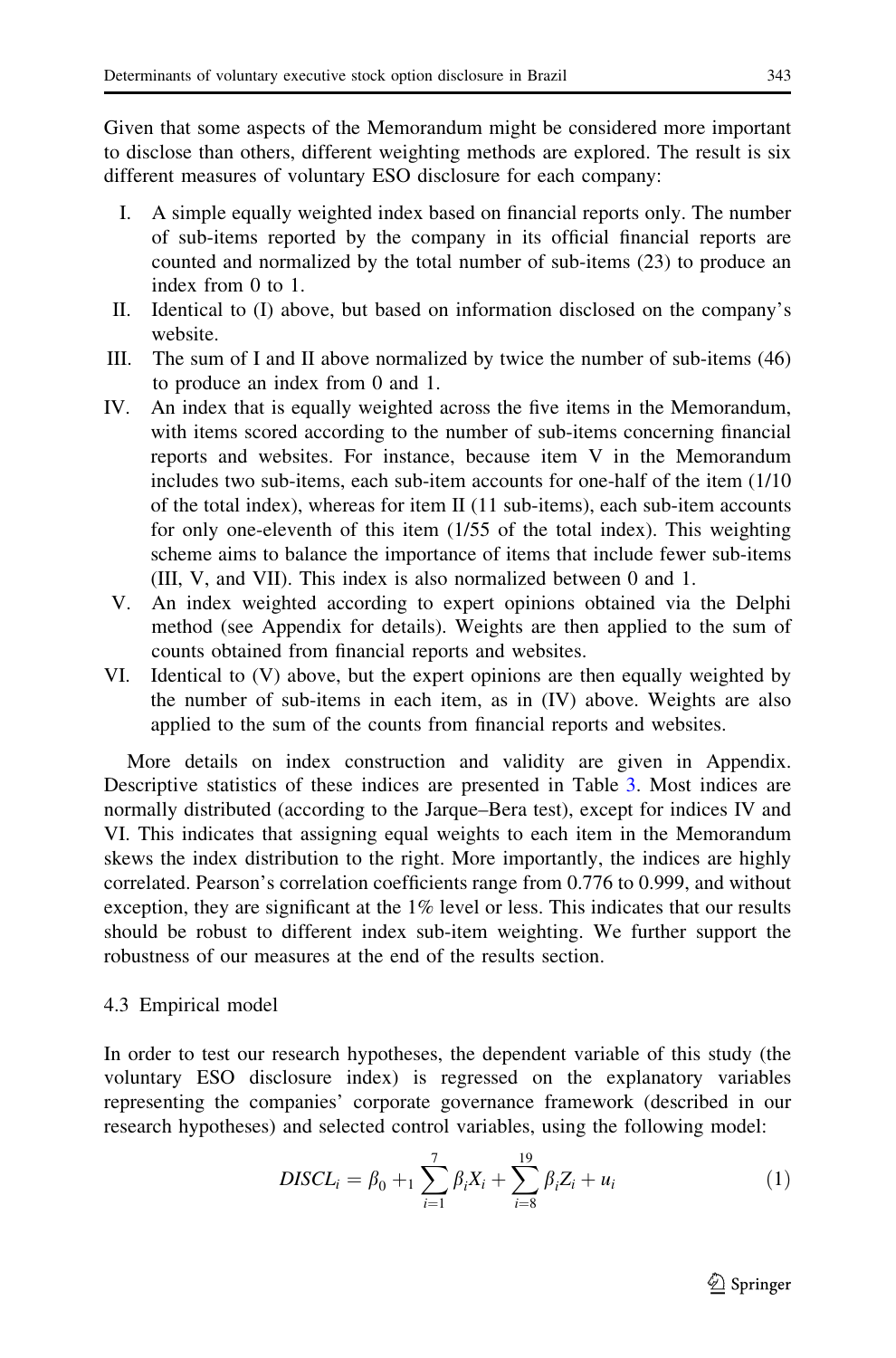Given that some aspects of the Memorandum might be considered more important to disclose than others, different weighting methods are explored. The result is six different measures of voluntary ESO disclosure for each company:

I. A simple equally weighted index based on financial reports only. The number of sub-items reported by the company in its official financial reports are counted and normalized by the total number of sub-items (23) to produce an index from 0 to 1.

II. Identical to (I) above, but based on information disclosed on the company's website.

III. The sum of I and II above normalized by twice the number of sub-items (46) to produce an index from 0 and 1.

IV. An index that is equally weighted across the five items in the Memorandum, with items scored according to the number of sub-items concerning financial reports and websites. For instance, because item V in the Memorandum includes two sub-items, each sub-item accounts for one-half of the item (1/10 of the total index), whereas for item II (11 sub-items), each sub-item accounts for only one-eleventh of this item (1/55 of the total index). This weighting scheme aims to balance the importance of items that include fewer sub-items (III, V, and VII). This index is also normalized between 0 and 1.

V. An index weighted according to expert opinions obtained via the Delphi method (see Appendix for details). Weights are then applied to the sum of counts obtained from financial reports and websites.

VI. Identical to (V) above, but the expert opinions are then equally weighted by the number of sub-items in each item, as in (IV) above. Weights are also applied to the sum of the counts from financial reports and websites.

More details on index construction and validity are given in Appendix. Descriptive statistics of these indices are presented in Table 3. Most indices are normally distributed (according to the Jarque–Bera test), except for indices IV and VI. This indicates that assigning equal weights to each item in the Memorandum skews the index distribution to the right. More importantly, the indices are highly correlated. Pearson's correlation coefficients range from 0.776 to 0.999, and without exception, they are significant at the 1% level or less. This indicates that our results should be robust to different index sub-item weighting. We further support the robustness of our measures at the end of the results section.

### 4.3 Empirical model

In order to test our research hypotheses, the dependent variable of this study (the voluntary ESO disclosure index) is regressed on the explanatory variables representing the companies' corporate governance framework (described in our research hypotheses) and selected control variables, using the following model:

$$DISCL_i = \beta_0 +_1 \sum_{i=1}^{7} \beta_i X_i + \sum_{i=8}^{19} \beta_i Z_i + u_i \quad (1)$$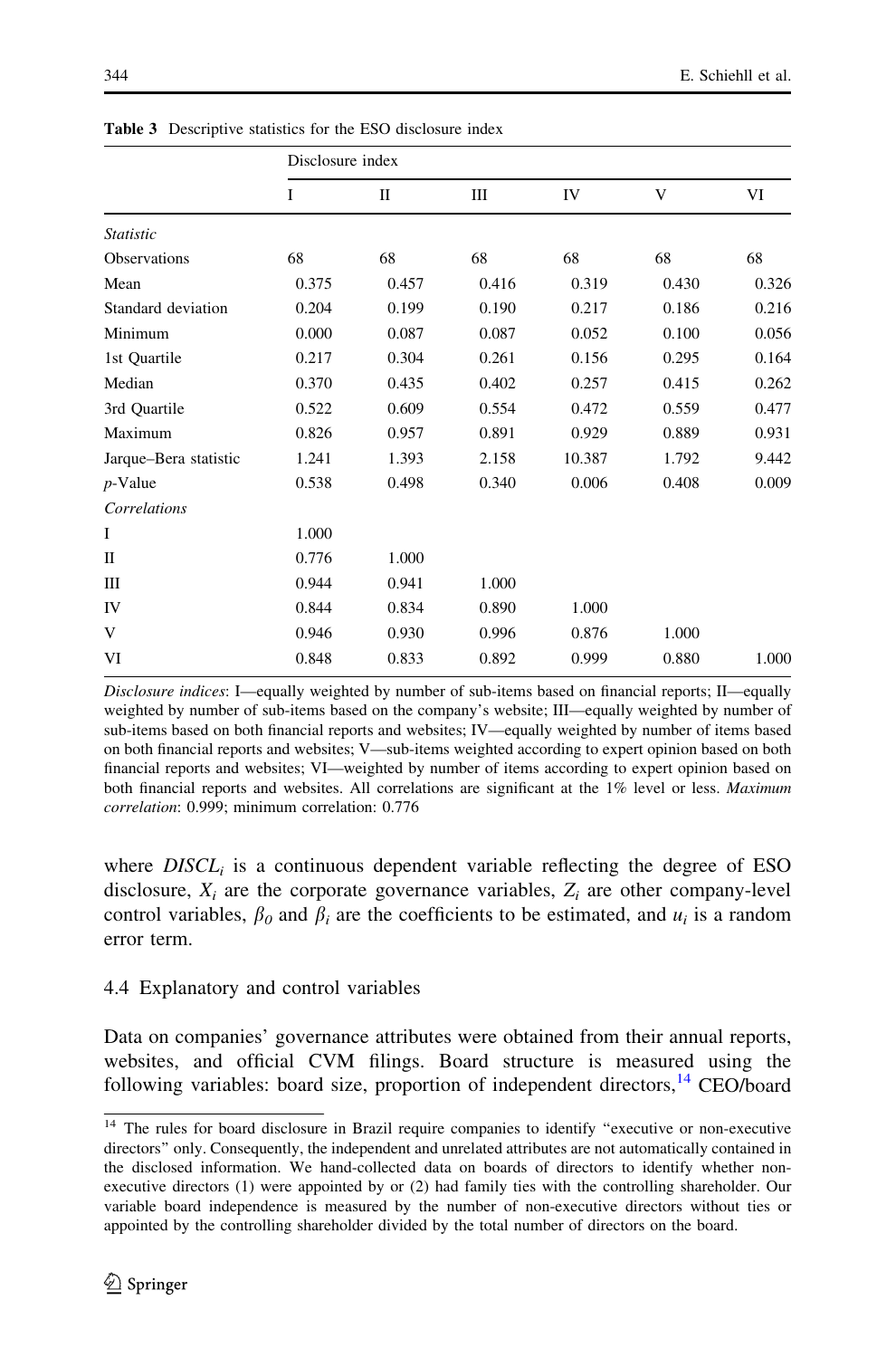**Table 3** Descriptive statistics for the ESO disclosure index

| | Disclosure index | | | | | |
|---|---|---|---|---|---|---|
| | I | II | III | IV | V | VI |
| *Statistic* | | | | | | |
| Observations | 68 | 68 | 68 | 68 | 68 | 68 |
| Mean | 0.375 | 0.457 | 0.416 | 0.319 | 0.430 | 0.326 |
| Standard deviation | 0.204 | 0.199 | 0.190 | 0.217 | 0.186 | 0.216 |
| Minimum | 0.000 | 0.087 | 0.087 | 0.052 | 0.100 | 0.056 |
| 1st Quartile | 0.217 | 0.304 | 0.261 | 0.156 | 0.295 | 0.164 |
| Median | 0.370 | 0.435 | 0.402 | 0.257 | 0.415 | 0.262 |
| 3rd Quartile | 0.522 | 0.609 | 0.554 | 0.472 | 0.559 | 0.477 |
| Maximum | 0.826 | 0.957 | 0.891 | 0.929 | 0.889 | 0.931 |
| Jarque–Bera statistic | 1.241 | 1.393 | 2.158 | 10.387 | 1.792 | 9.442 |
| *p*-Value | 0.538 | 0.498 | 0.340 | 0.006 | 0.408 | 0.009 |
| *Correlations* | | | | | | |
| I | 1.000 | | | | | |
| II | 0.776 | 1.000 | | | | |
| III | 0.944 | 0.941 | 1.000 | | | |
| IV | 0.844 | 0.834 | 0.890 | 1.000 | | |
| V | 0.946 | 0.930 | 0.996 | 0.876 | 1.000 | |
| VI | 0.848 | 0.833 | 0.892 | 0.999 | 0.880 | 1.000 |

*Disclosure indices*: I—equally weighted by number of sub-items based on financial reports; II—equally weighted by number of sub-items based on the company's website; III—equally weighted by number of sub-items based on both financial reports and websites; IV—equally weighted by number of items based on both financial reports and websites; V—sub-items weighted according to expert opinion based on both financial reports and websites; VI—weighted by number of items according to expert opinion based on both financial reports and websites. All correlations are significant at the 1% level or less. *Maximum correlation*: 0.999; minimum correlation: 0.776

where $DISCL_i$ is a continuous dependent variable reflecting the degree of ESO disclosure, $X_i$ are the corporate governance variables, $Z_i$ are other company-level control variables, $\beta_0$ and $\beta_i$ are the coefficients to be estimated, and $u_i$ is a random error term.

### 4.4 Explanatory and control variables

Data on companies' governance attributes were obtained from their annual reports, websites, and official CVM filings. Board structure is measured using the following variables: board size, proportion of independent directors,[14] CEO/board

[14] The rules for board disclosure in Brazil require companies to identify "executive or non-executive directors" only. Consequently, the independent and unrelated attributes are not automatically contained in the disclosed information. We hand-collected data on boards of directors to identify whether non-executive directors (1) were appointed by or (2) had family ties with the controlling shareholder. Our variable board independence is measured by the number of non-executive directors without ties or appointed by the controlling shareholder divided by the total number of directors on the board.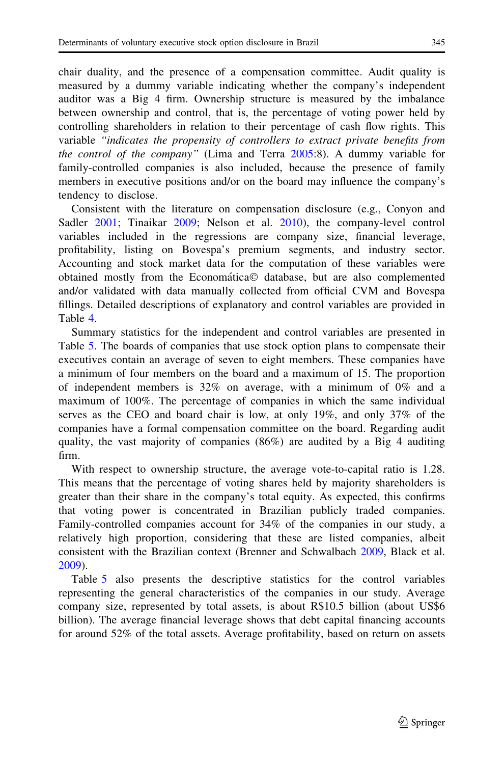chair duality, and the presence of a compensation committee. Audit quality is measured by a dummy variable indicating whether the company's independent auditor was a Big 4 firm. Ownership structure is measured by the imbalance between ownership and control, that is, the percentage of voting power held by controlling shareholders in relation to their percentage of cash flow rights. This variable *"indicates the propensity of controllers to extract private benefits from the control of the company"* (Lima and Terra 2005:8). A dummy variable for family-controlled companies is also included, because the presence of family members in executive positions and/or on the board may influence the company's tendency to disclose.

Consistent with the literature on compensation disclosure (e.g., Conyon and Sadler 2001; Tinaikar 2009; Nelson et al. 2010), the company-level control variables included in the regressions are company size, financial leverage, profitability, listing on Bovespa's premium segments, and industry sector. Accounting and stock market data for the computation of these variables were obtained mostly from the Economática© database, but are also complemented and/or validated with data manually collected from official CVM and Bovespa fillings. Detailed descriptions of explanatory and control variables are provided in Table 4.

Summary statistics for the independent and control variables are presented in Table 5. The boards of companies that use stock option plans to compensate their executives contain an average of seven to eight members. These companies have a minimum of four members on the board and a maximum of 15. The proportion of independent members is 32% on average, with a minimum of 0% and a maximum of 100%. The percentage of companies in which the same individual serves as the CEO and board chair is low, at only 19%, and only 37% of the companies have a formal compensation committee on the board. Regarding audit quality, the vast majority of companies (86%) are audited by a Big 4 auditing firm.

With respect to ownership structure, the average vote-to-capital ratio is 1.28. This means that the percentage of voting shares held by majority shareholders is greater than their share in the company's total equity. As expected, this confirms that voting power is concentrated in Brazilian publicly traded companies. Family-controlled companies account for 34% of the companies in our study, a relatively high proportion, considering that these are listed companies, albeit consistent with the Brazilian context (Brenner and Schwalbach 2009, Black et al. 2009).

Table 5 also presents the descriptive statistics for the control variables representing the general characteristics of the companies in our study. Average company size, represented by total assets, is about R$10.5 billion (about US$6 billion). The average financial leverage shows that debt capital financing accounts for around 52% of the total assets. Average profitability, based on return on assets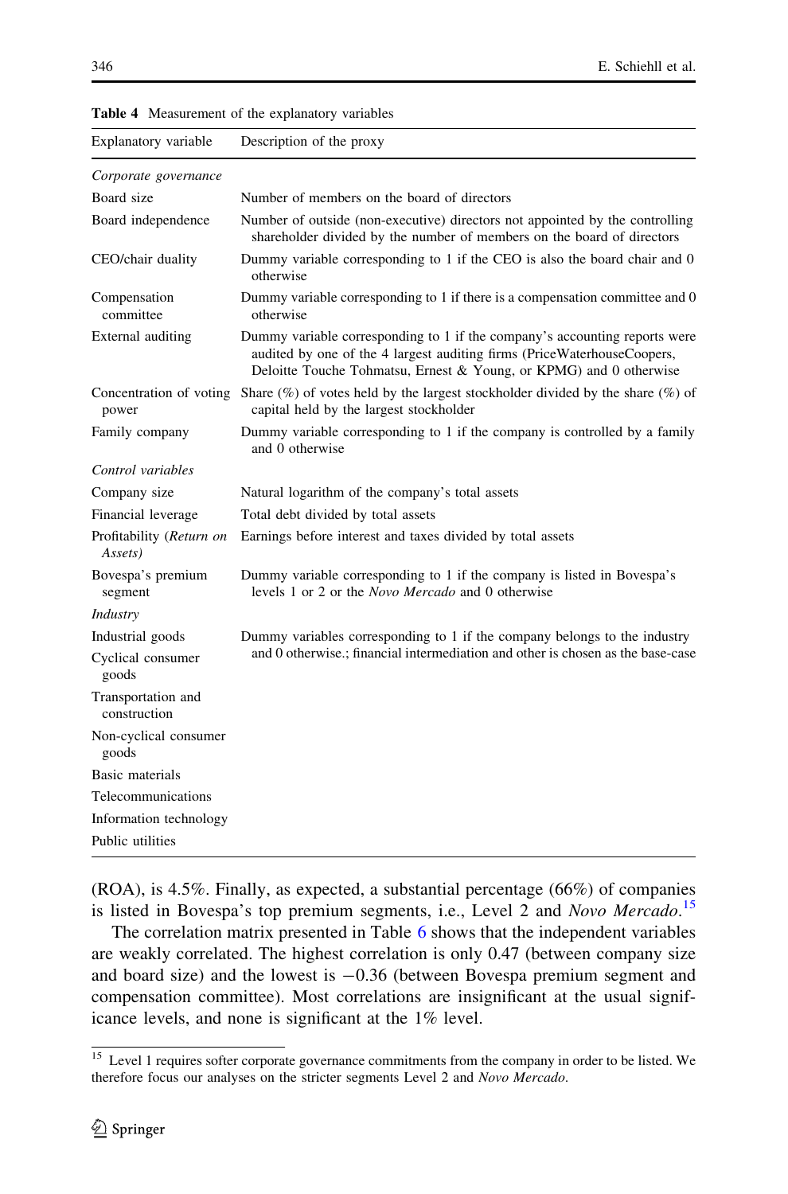**Table 4** Measurement of the explanatory variables

| Explanatory variable | Description of the proxy |
|---|---|
| *Corporate governance* | |
| Board size | Number of members on the board of directors |
| Board independence | Number of outside (non-executive) directors not appointed by the controlling shareholder divided by the number of members on the board of directors |
| CEO/chair duality | Dummy variable corresponding to 1 if the CEO is also the board chair and 0 otherwise |
| Compensation committee | Dummy variable corresponding to 1 if there is a compensation committee and 0 otherwise |
| External auditing | Dummy variable corresponding to 1 if the company's accounting reports were audited by one of the 4 largest auditing firms (PriceWaterhouseCoopers, Deloitte Touche Tohmatsu, Ernest & Young, or KPMG) and 0 otherwise |
| Concentration of voting power | Share (%) of votes held by the largest stockholder divided by the share (%) of capital held by the largest stockholder |
| Family company | Dummy variable corresponding to 1 if the company is controlled by a family and 0 otherwise |
| *Control variables* | |
| Company size | Natural logarithm of the company's total assets |
| Financial leverage | Total debt divided by total assets |
| Profitability (*Return on Assets)* | Earnings before interest and taxes divided by total assets |
| Bovespa's premium segment | Dummy variable corresponding to 1 if the company is listed in Bovespa's levels 1 or 2 or the *Novo Mercado* and 0 otherwise |
| *Industry* | |
| Industrial goods | Dummy variables corresponding to 1 if the company belongs to the industry and 0 otherwise.; financial intermediation and other is chosen as the base-case |
| Cyclical consumer goods | |
| Transportation and construction | |
| Non-cyclical consumer goods | |
| Basic materials | |
| Telecommunications | |
| Information technology | |
| Public utilities | |

(ROA), is 4.5%. Finally, as expected, a substantial percentage (66%) of companies is listed in Bovespa's top premium segments, i.e., Level 2 and *Novo Mercado*.[15]

The correlation matrix presented in Table 6 shows that the independent variables are weakly correlated. The highest correlation is only 0.47 (between company size and board size) and the lowest is −0.36 (between Bovespa premium segment and compensation committee). Most correlations are insignificant at the usual significance levels, and none is significant at the 1% level.

[15] Level 1 requires softer corporate governance commitments from the company in order to be listed. We therefore focus our analyses on the stricter segments Level 2 and *Novo Mercado*.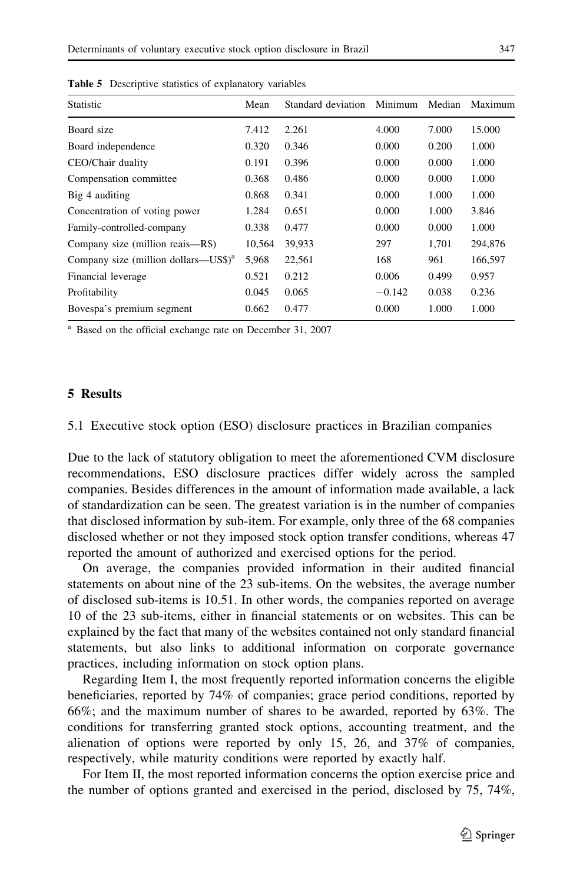**Table 5** Descriptive statistics of explanatory variables

| Statistic | Mean | Standard deviation | Minimum | Median | Maximum |
|---|---|---|---|---|---|
| Board size | 7.412 | 2.261 | 4.000 | 7.000 | 15.000 |
| Board independence | 0.320 | 0.346 | 0.000 | 0.200 | 1.000 |
| CEO/Chair duality | 0.191 | 0.396 | 0.000 | 0.000 | 1.000 |
| Compensation committee | 0.368 | 0.486 | 0.000 | 0.000 | 1.000 |
| Big 4 auditing | 0.868 | 0.341 | 0.000 | 1.000 | 1.000 |
| Concentration of voting power | 1.284 | 0.651 | 0.000 | 1.000 | 3.846 |
| Family-controlled-company | 0.338 | 0.477 | 0.000 | 0.000 | 1.000 |
| Company size (million reais—R$) | 10,564 | 39,933 | 297 | 1,701 | 294,876 |
| Company size (million dollars—US$)[a] | 5,968 | 22,561 | 168 | 961 | 166,597 |
| Financial leverage | 0.521 | 0.212 | 0.006 | 0.499 | 0.957 |
| Profitability | 0.045 | 0.065 | −0.142 | 0.038 | 0.236 |
| Bovespa's premium segment | 0.662 | 0.477 | 0.000 | 1.000 | 1.000 |

[a] Based on the official exchange rate on December 31, 2007

## 5 Results

### 5.1 Executive stock option (ESO) disclosure practices in Brazilian companies

Due to the lack of statutory obligation to meet the aforementioned CVM disclosure recommendations, ESO disclosure practices differ widely across the sampled companies. Besides differences in the amount of information made available, a lack of standardization can be seen. The greatest variation is in the number of companies that disclosed information by sub-item. For example, only three of the 68 companies disclosed whether or not they imposed stock option transfer conditions, whereas 47 reported the amount of authorized and exercised options for the period.

On average, the companies provided information in their audited financial statements on about nine of the 23 sub-items. On the websites, the average number of disclosed sub-items is 10.51. In other words, the companies reported on average 10 of the 23 sub-items, either in financial statements or on websites. This can be explained by the fact that many of the websites contained not only standard financial statements, but also links to additional information on corporate governance practices, including information on stock option plans.

Regarding Item I, the most frequently reported information concerns the eligible beneficiaries, reported by 74% of companies; grace period conditions, reported by 66%; and the maximum number of shares to be awarded, reported by 63%. The conditions for transferring granted stock options, accounting treatment, and the alienation of options were reported by only 15, 26, and 37% of companies, respectively, while maturity conditions were reported by exactly half.

For Item II, the most reported information concerns the option exercise price and the number of options granted and exercised in the period, disclosed by 75, 74%,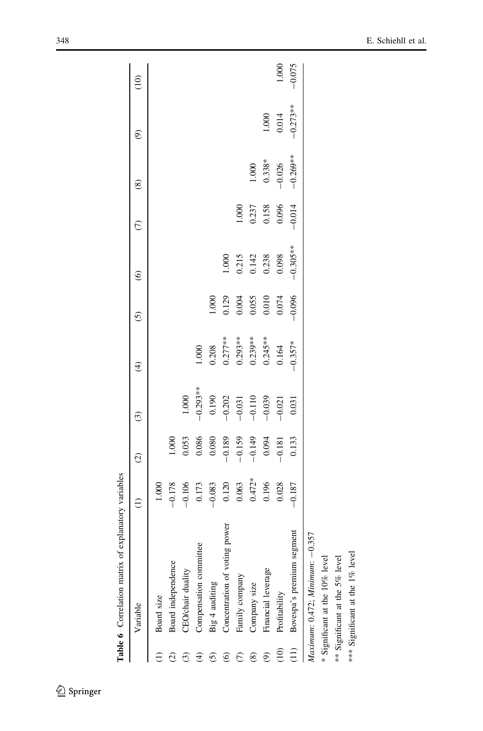**Table 6** Correlation matrix of explanatory variables

| | Variable | (1) | (2) | (3) | (4) | (5) | (6) | (7) | (8) | (9) | (10) |
|---|---|---|---|---|---|---|---|---|---|---|---|
| (1) | Board size | 1.000 | | | | | | | | | |
| (2) | Board independence | −0.178 | 1.000 | | | | | | | | |
| (3) | CEO/chair duality | −0.106 | 0.053 | 1.000 | | | | | | | |
| (4) | Compensation committee | 0.173 | 0.086 | −0.293** | 1.000 | | | | | | |
| (5) | Big 4 auditing | −0.083 | 0.080 | 0.190 | 0.208 | 1.000 | | | | | |
| (6) | Concentration of voting power | 0.120 | −0.189 | −0.202 | 0.277** | 0.129 | 1.000 | | | | |
| (7) | Family company | 0.063 | −0.159 | −0.031 | 0.293** | 0.004 | 0.215 | 1.000 | | | |
| (8) | Company size | 0.472* | −0.149 | −0.110 | 0.239** | 0.055 | 0.142 | 0.237 | 1.000 | | |
| (9) | Financial leverage | 0.196 | 0.094 | −0.039 | 0.245** | 0.010 | 0.238 | 0.158 | 0.338* | 1.000 | |
| (10) | Profitability | 0.028 | −0.181 | −0.021 | 0.164 | 0.074 | 0.098 | 0.096 | −0.026 | 0.014 | 1.000 |
| (11) | Bovespa's premium segment | −0.187 | 0.133 | 0.031 | −0.357* | −0.096 | −0.305** | −0.014 | −0.269** | −0.273** | −0.075 |

*Maximum*: 0.472; *Minimum*: −0.357

* Significant at the 10% level

** Significant at the 5% level

*** Significant at the 1% level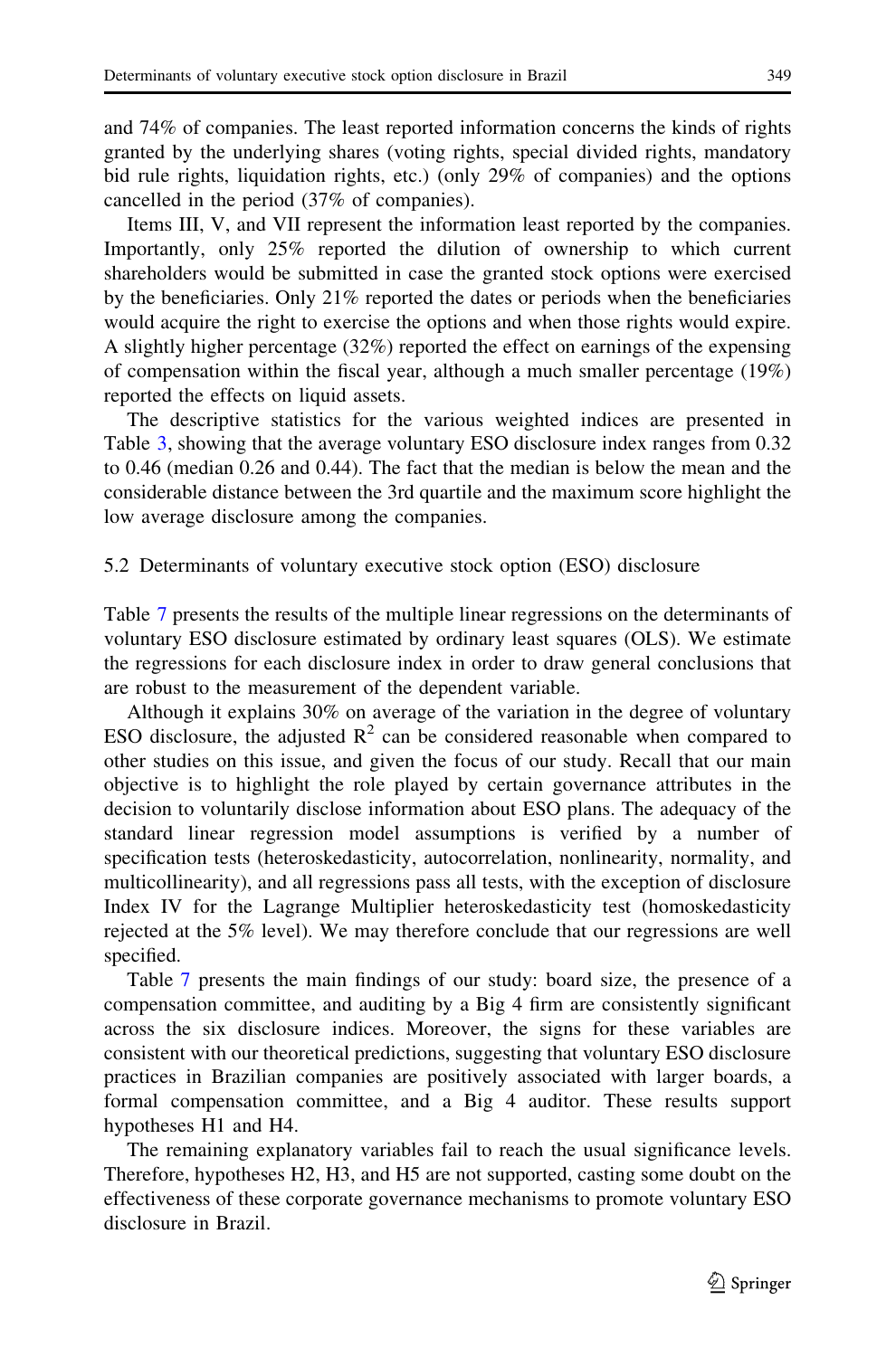and 74% of companies. The least reported information concerns the kinds of rights granted by the underlying shares (voting rights, special divided rights, mandatory bid rule rights, liquidation rights, etc.) (only 29% of companies) and the options cancelled in the period (37% of companies).

Items III, V, and VII represent the information least reported by the companies. Importantly, only 25% reported the dilution of ownership to which current shareholders would be submitted in case the granted stock options were exercised by the beneficiaries. Only 21% reported the dates or periods when the beneficiaries would acquire the right to exercise the options and when those rights would expire. A slightly higher percentage (32%) reported the effect on earnings of the expensing of compensation within the fiscal year, although a much smaller percentage (19%) reported the effects on liquid assets.

The descriptive statistics for the various weighted indices are presented in Table 3, showing that the average voluntary ESO disclosure index ranges from 0.32 to 0.46 (median 0.26 and 0.44). The fact that the median is below the mean and the considerable distance between the 3rd quartile and the maximum score highlight the low average disclosure among the companies.

## 5.2 Determinants of voluntary executive stock option (ESO) disclosure

Table 7 presents the results of the multiple linear regressions on the determinants of voluntary ESO disclosure estimated by ordinary least squares (OLS). We estimate the regressions for each disclosure index in order to draw general conclusions that are robust to the measurement of the dependent variable.

Although it explains 30% on average of the variation in the degree of voluntary ESO disclosure, the adjusted $R^2$ can be considered reasonable when compared to other studies on this issue, and given the focus of our study. Recall that our main objective is to highlight the role played by certain governance attributes in the decision to voluntarily disclose information about ESO plans. The adequacy of the standard linear regression model assumptions is verified by a number of specification tests (heteroskedasticity, autocorrelation, nonlinearity, normality, and multicollinearity), and all regressions pass all tests, with the exception of disclosure Index IV for the Lagrange Multiplier heteroskedasticity test (homoskedasticity rejected at the 5% level). We may therefore conclude that our regressions are well specified.

Table 7 presents the main findings of our study: board size, the presence of a compensation committee, and auditing by a Big 4 firm are consistently significant across the six disclosure indices. Moreover, the signs for these variables are consistent with our theoretical predictions, suggesting that voluntary ESO disclosure practices in Brazilian companies are positively associated with larger boards, a formal compensation committee, and a Big 4 auditor. These results support hypotheses H1 and H4.

The remaining explanatory variables fail to reach the usual significance levels. Therefore, hypotheses H2, H3, and H5 are not supported, casting some doubt on the effectiveness of these corporate governance mechanisms to promote voluntary ESO disclosure in Brazil.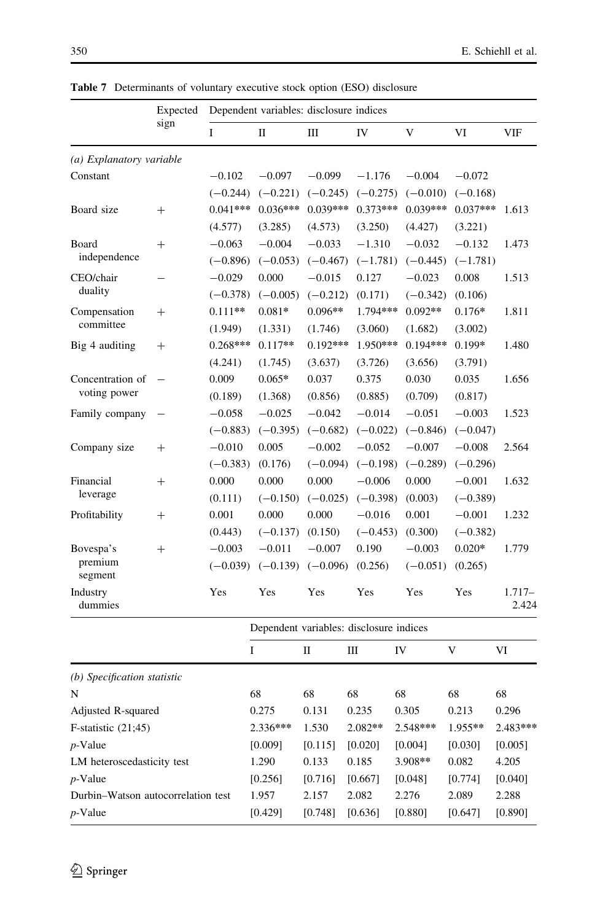**Table 7** Determinants of voluntary executive stock option (ESO) disclosure

| | Expected sign | Dependent variables: disclosure indices | | | | | | |
|---|---|---|---|---|---|---|---|---|
| | | I | II | III | IV | V | VI | VIF |
| *(a) Explanatory variable* | | | | | | | | |
| Constant | | −0.102 | −0.097 | −0.099 | −1.176 | −0.004 | −0.072 | |
| | | (−0.244) | (−0.221) | (−0.245) | (−0.275) | (−0.010) | (−0.168) | |
| Board size | + | 0.041*** | 0.036*** | 0.039*** | 0.373*** | 0.039*** | 0.037*** | 1.613 |
| | | (4.577) | (3.285) | (4.573) | (3.250) | (4.427) | (3.221) | |
| Board independence | + | −0.063 | −0.004 | −0.033 | −1.310 | −0.032 | −0.132 | 1.473 |
| | | (−0.896) | (−0.053) | (−0.467) | (−1.781) | (−0.445) | (−1.781) | |
| CEO/chair duality | − | −0.029 | 0.000 | −0.015 | 0.127 | −0.023 | 0.008 | 1.513 |
| | | (−0.378) | (−0.005) | (−0.212) | (0.171) | (−0.342) | (0.106) | |
| Compensation committee | + | 0.111** | 0.081* | 0.096** | 1.794*** | 0.092** | 0.176* | 1.811 |
| | | (1.949) | (1.331) | (1.746) | (3.060) | (1.682) | (3.002) | |
| Big 4 auditing | + | 0.268*** | 0.117** | 0.192*** | 1.950*** | 0.194*** | 0.199* | 1.480 |
| | | (4.241) | (1.745) | (3.637) | (3.726) | (3.656) | (3.791) | |
| Concentration of voting power | − | 0.009 | 0.065* | 0.037 | 0.375 | 0.030 | 0.035 | 1.656 |
| | | (0.189) | (1.368) | (0.856) | (0.885) | (0.709) | (0.817) | |
| Family company | − | −0.058 | −0.025 | −0.042 | −0.014 | −0.051 | −0.003 | 1.523 |
| | | (−0.883) | (−0.395) | (−0.682) | (−0.022) | (−0.846) | (−0.047) | |
| Company size | + | −0.010 | 0.005 | −0.002 | −0.052 | −0.007 | −0.008 | 2.564 |
| | | (−0.383) | (0.176) | (−0.094) | (−0.198) | (−0.289) | (−0.296) | |
| Financial leverage | + | 0.000 | 0.000 | 0.000 | −0.006 | 0.000 | −0.001 | 1.632 |
| | | (0.111) | (−0.150) | (−0.025) | (−0.398) | (0.003) | (−0.389) | |
| Profitability | + | 0.001 | 0.000 | 0.000 | −0.016 | 0.001 | −0.001 | 1.232 |
| | | (0.443) | (−0.137) | (0.150) | (−0.453) | (0.300) | (−0.382) | |
| Bovespa's premium segment | + | −0.003 | −0.011 | −0.007 | 0.190 | −0.003 | 0.020* | 1.779 |
| | | (−0.039) | (−0.139) | (−0.096) | (0.256) | (−0.051) | (0.265) | |
| Industry dummies | | Yes | Yes | Yes | Yes | Yes | Yes | 1.717–2.424 |

| | Dependent variables: disclosure indices | | | | | |
|---|---|---|---|---|---|---|
| | I | II | III | IV | V | VI |
| *(b) Specification statistic* | | | | | | |
| N | 68 | 68 | 68 | 68 | 68 | 68 |
| Adjusted R-squared | 0.275 | 0.131 | 0.235 | 0.305 | 0.213 | 0.296 |
| F-statistic (21;45) | 2.336*** | 1.530 | 2.082** | 2.548*** | 1.955** | 2.483*** |
| *p*-Value | [0.009] | [0.115] | [0.020] | [0.004] | [0.030] | [0.005] |
| LM heteroscedasticity test | 1.290 | 0.133 | 0.185 | 3.908** | 0.082 | 4.205 |
| *p*-Value | [0.256] | [0.716] | [0.667] | [0.048] | [0.774] | [0.040] |
| Durbin–Watson autocorrelation test | 1.957 | 2.157 | 2.082 | 2.276 | 2.089 | 2.288 |
| *p*-Value | [0.429] | [0.748] | [0.636] | [0.880] | [0.647] | [0.890] |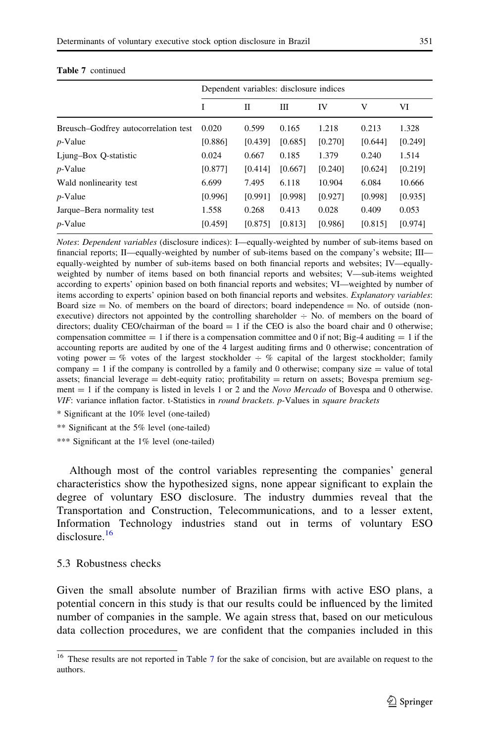**Table 7** continued

| | Dependent variables: disclosure indices | | | | | |
|---|---|---|---|---|---|---|
| | I | II | III | IV | V | VI |
| Breusch–Godfrey autocorrelation test | 0.020 | 0.599 | 0.165 | 1.218 | 0.213 | 1.328 |
| *p*-Value | [0.886] | [0.439] | [0.685] | [0.270] | [0.644] | [0.249] |
| Ljung–Box Q-statistic | 0.024 | 0.667 | 0.185 | 1.379 | 0.240 | 1.514 |
| *p*-Value | [0.877] | [0.414] | [0.667] | [0.240] | [0.624] | [0.219] |
| Wald nonlinearity test | 6.699 | 7.495 | 6.118 | 10.904 | 6.084 | 10.666 |
| *p*-Value | [0.996] | [0.991] | [0.998] | [0.927] | [0.998] | [0.935] |
| Jarque–Bera normality test | 1.558 | 0.268 | 0.413 | 0.028 | 0.409 | 0.053 |
| *p*-Value | [0.459] | [0.875] | [0.813] | [0.986] | [0.815] | [0.974] |

*Notes*: *Dependent variables* (disclosure indices): I—equally-weighted by number of sub-items based on financial reports; II—equally-weighted by number of sub-items based on the company's website; III—equally-weighted by number of sub-items based on both financial reports and websites; IV—equally-weighted by number of items based on both financial reports and websites; V—sub-items weighted according to experts' opinion based on both financial reports and websites; VI—weighted by number of items according to experts' opinion based on both financial reports and websites. *Explanatory variables*: Board size = No. of members on the board of directors; board independence = No. of outside (non-executive) directors not appointed by the controlling shareholder ÷ No. of members on the board of directors; duality CEO/chairman of the board = 1 if the CEO is also the board chair and 0 otherwise; compensation committee = 1 if there is a compensation committee and 0 if not; Big-4 auditing = 1 if the accounting reports are audited by one of the 4 largest auditing firms and 0 otherwise; concentration of voting power = % votes of the largest stockholder ÷ % capital of the largest stockholder; family company = 1 if the company is controlled by a family and 0 otherwise; company size = value of total assets; financial leverage = debt-equity ratio; profitability = return on assets; Bovespa premium segment = 1 if the company is listed in levels 1 or 2 and the *Novo Mercado* of Bovespa and 0 otherwise. *VIF*: variance inflation factor. t-Statistics in *round brackets*. *p*-Values in *square brackets*

\* Significant at the 10% level (one-tailed)

\*\* Significant at the 5% level (one-tailed)

\*\*\* Significant at the 1% level (one-tailed)

Although most of the control variables representing the companies' general characteristics show the hypothesized signs, none appear significant to explain the degree of voluntary ESO disclosure. The industry dummies reveal that the Transportation and Construction, Telecommunications, and to a lesser extent, Information Technology industries stand out in terms of voluntary ESO disclosure.[16]

### 5.3 Robustness checks

Given the small absolute number of Brazilian firms with active ESO plans, a potential concern in this study is that our results could be influenced by the limited number of companies in the sample. We again stress that, based on our meticulous data collection procedures, we are confident that the companies included in this

[16] These results are not reported in Table 7 for the sake of concision, but are available on request to the authors.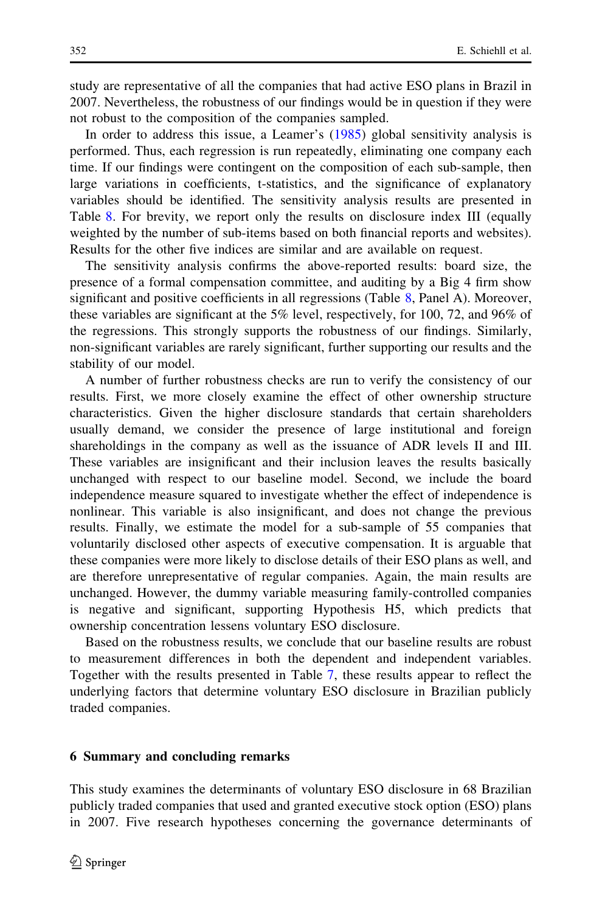study are representative of all the companies that had active ESO plans in Brazil in 2007. Nevertheless, the robustness of our findings would be in question if they were not robust to the composition of the companies sampled.

In order to address this issue, a Leamer's (1985) global sensitivity analysis is performed. Thus, each regression is run repeatedly, eliminating one company each time. If our findings were contingent on the composition of each sub-sample, then large variations in coefficients, t-statistics, and the significance of explanatory variables should be identified. The sensitivity analysis results are presented in Table 8. For brevity, we report only the results on disclosure index III (equally weighted by the number of sub-items based on both financial reports and websites). Results for the other five indices are similar and are available on request.

The sensitivity analysis confirms the above-reported results: board size, the presence of a formal compensation committee, and auditing by a Big 4 firm show significant and positive coefficients in all regressions (Table 8, Panel A). Moreover, these variables are significant at the 5% level, respectively, for 100, 72, and 96% of the regressions. This strongly supports the robustness of our findings. Similarly, non-significant variables are rarely significant, further supporting our results and the stability of our model.

A number of further robustness checks are run to verify the consistency of our results. First, we more closely examine the effect of other ownership structure characteristics. Given the higher disclosure standards that certain shareholders usually demand, we consider the presence of large institutional and foreign shareholdings in the company as well as the issuance of ADR levels II and III. These variables are insignificant and their inclusion leaves the results basically unchanged with respect to our baseline model. Second, we include the board independence measure squared to investigate whether the effect of independence is nonlinear. This variable is also insignificant, and does not change the previous results. Finally, we estimate the model for a sub-sample of 55 companies that voluntarily disclosed other aspects of executive compensation. It is arguable that these companies were more likely to disclose details of their ESO plans as well, and are therefore unrepresentative of regular companies. Again, the main results are unchanged. However, the dummy variable measuring family-controlled companies is negative and significant, supporting Hypothesis H5, which predicts that ownership concentration lessens voluntary ESO disclosure.

Based on the robustness results, we conclude that our baseline results are robust to measurement differences in both the dependent and independent variables. Together with the results presented in Table 7, these results appear to reflect the underlying factors that determine voluntary ESO disclosure in Brazilian publicly traded companies.

## 6 Summary and concluding remarks

This study examines the determinants of voluntary ESO disclosure in 68 Brazilian publicly traded companies that used and granted executive stock option (ESO) plans in 2007. Five research hypotheses concerning the governance determinants of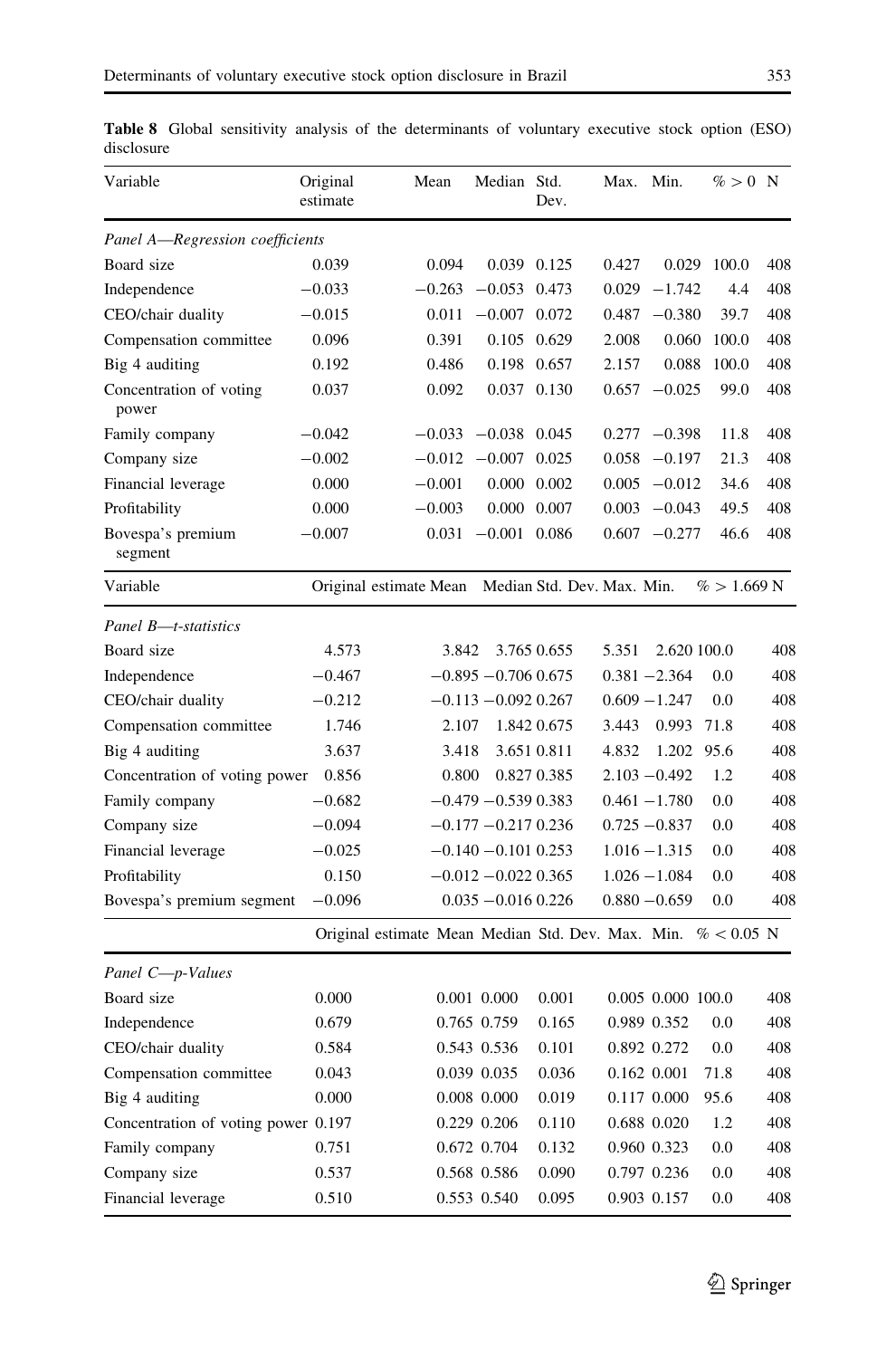**Table 8** Global sensitivity analysis of the determinants of voluntary executive stock option (ESO) disclosure

| Variable | Original estimate | Mean | Median | Std. Dev. | Max. | Min. | % > 0 | N |
|---|---|---|---|---|---|---|---|---|
| *Panel A—Regression coefficients* | | | | | | | | |
| Board size | 0.039 | 0.094 | 0.039 | 0.125 | 0.427 | 0.029 | 100.0 | 408 |
| Independence | −0.033 | −0.263 | −0.053 | 0.473 | 0.029 | −1.742 | 4.4 | 408 |
| CEO/chair duality | −0.015 | 0.011 | −0.007 | 0.072 | 0.487 | −0.380 | 39.7 | 408 |
| Compensation committee | 0.096 | 0.391 | 0.105 | 0.629 | 2.008 | 0.060 | 100.0 | 408 |
| Big 4 auditing | 0.192 | 0.486 | 0.198 | 0.657 | 2.157 | 0.088 | 100.0 | 408 |
| Concentration of voting power | 0.037 | 0.092 | 0.037 | 0.130 | 0.657 | −0.025 | 99.0 | 408 |
| Family company | −0.042 | −0.033 | −0.038 | 0.045 | 0.277 | −0.398 | 11.8 | 408 |
| Company size | −0.002 | −0.012 | −0.007 | 0.025 | 0.058 | −0.197 | 21.3 | 408 |
| Financial leverage | 0.000 | −0.001 | 0.000 | 0.002 | 0.005 | −0.012 | 34.6 | 408 |
| Profitability | 0.000 | −0.003 | 0.000 | 0.007 | 0.003 | −0.043 | 49.5 | 408 |
| Bovespa's premium segment | −0.007 | 0.031 | −0.001 | 0.086 | 0.607 | −0.277 | 46.6 | 408 |
| **Variable** | **Original estimate** | **Mean** | **Median** | **Std. Dev.** | **Max.** | **Min.** | **% > 1.669** | **N** |
| *Panel B—t-statistics* | | | | | | | | |
| Board size | 4.573 | 3.842 | 3.765 | 0.655 | 5.351 | 2.620 | 100.0 | 408 |
| Independence | −0.467 | −0.895 | −0.706 | 0.675 | 0.381 | −2.364 | 0.0 | 408 |
| CEO/chair duality | −0.212 | −0.113 | −0.092 | 0.267 | 0.609 | −1.247 | 0.0 | 408 |
| Compensation committee | 1.746 | 2.107 | 1.842 | 0.675 | 3.443 | 0.993 | 71.8 | 408 |
| Big 4 auditing | 3.637 | 3.418 | 3.651 | 0.811 | 4.832 | 1.202 | 95.6 | 408 |
| Concentration of voting power | 0.856 | 0.800 | 0.827 | 0.385 | 2.103 | −0.492 | 1.2 | 408 |
| Family company | −0.682 | −0.479 | −0.539 | 0.383 | 0.461 | −1.780 | 0.0 | 408 |
| Company size | −0.094 | −0.177 | −0.217 | 0.236 | 0.725 | −0.837 | 0.0 | 408 |
| Financial leverage | −0.025 | −0.140 | −0.101 | 0.253 | 1.016 | −1.315 | 0.0 | 408 |
| Profitability | 0.150 | −0.012 | −0.022 | 0.365 | 1.026 | −1.084 | 0.0 | 408 |
| Bovespa's premium segment | −0.096 | 0.035 | −0.016 | 0.226 | 0.880 | −0.659 | 0.0 | 408 |
| | **Original estimate** | **Mean** | **Median** | **Std. Dev.** | **Max.** | **Min.** | **% < 0.05** | **N** |
| *Panel C—p-Values* | | | | | | | | |
| Board size | 0.000 | 0.001 | 0.000 | 0.001 | 0.005 | 0.000 | 100.0 | 408 |
| Independence | 0.679 | 0.765 | 0.759 | 0.165 | 0.989 | 0.352 | 0.0 | 408 |
| CEO/chair duality | 0.584 | 0.543 | 0.536 | 0.101 | 0.892 | 0.272 | 0.0 | 408 |
| Compensation committee | 0.043 | 0.039 | 0.035 | 0.036 | 0.162 | 0.001 | 71.8 | 408 |
| Big 4 auditing | 0.000 | 0.008 | 0.000 | 0.019 | 0.117 | 0.000 | 95.6 | 408 |
| Concentration of voting power | 0.197 | 0.229 | 0.206 | 0.110 | 0.688 | 0.020 | 1.2 | 408 |
| Family company | 0.751 | 0.672 | 0.704 | 0.132 | 0.960 | 0.323 | 0.0 | 408 |
| Company size | 0.537 | 0.568 | 0.586 | 0.090 | 0.797 | 0.236 | 0.0 | 408 |
| Financial leverage | 0.510 | 0.553 | 0.540 | 0.095 | 0.903 | 0.157 | 0.0 | 408 |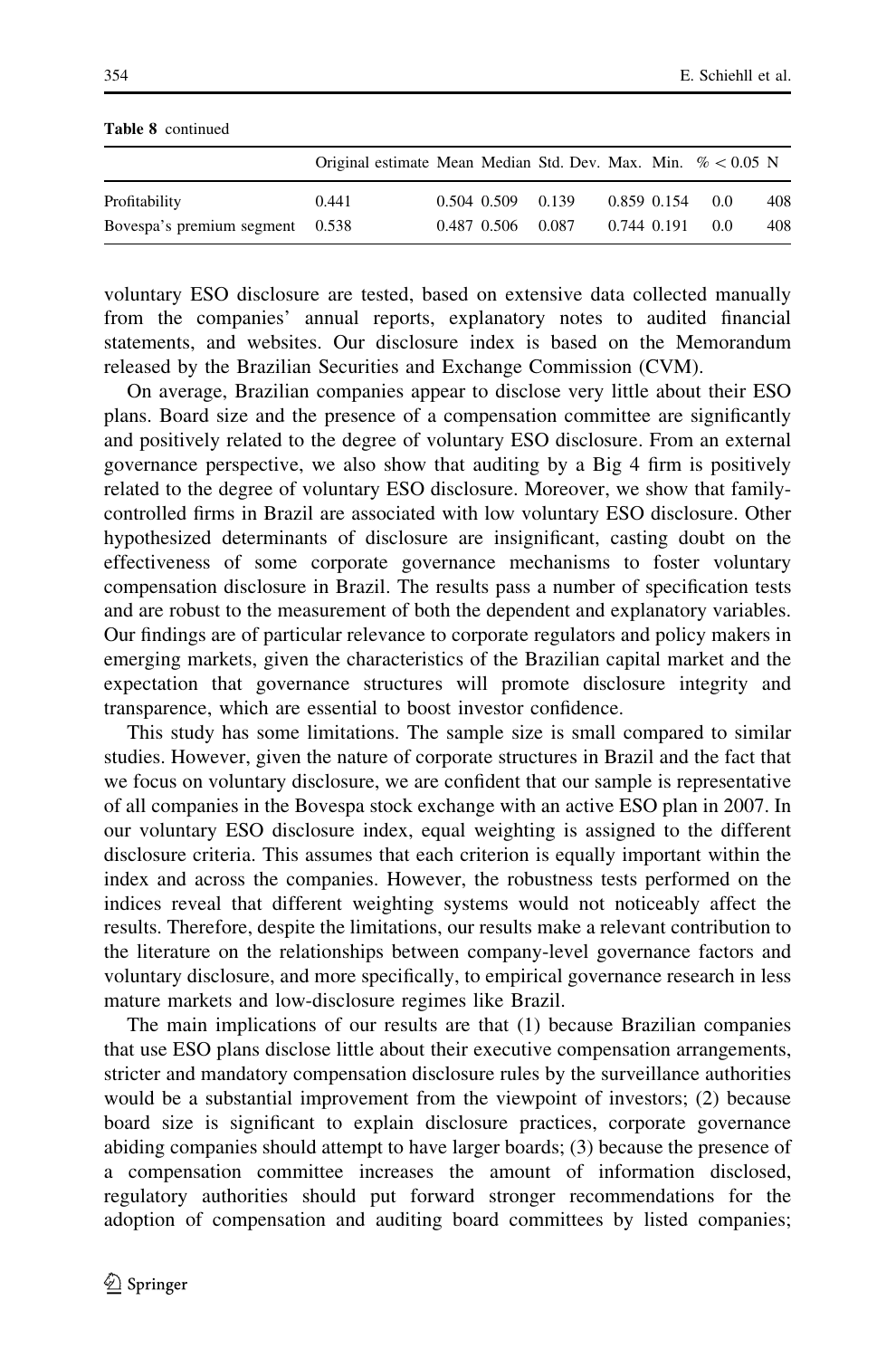**Table 8** continued

| | Original estimate | Mean | Median | Std. Dev. | Max. | Min. | % < 0.05 | N |
|---|---|---|---|---|---|---|---|---|
| Profitability | 0.441 | 0.504 | 0.509 | 0.139 | 0.859 | 0.154 | 0.0 | 408 |
| Bovespa's premium segment | 0.538 | 0.487 | 0.506 | 0.087 | 0.744 | 0.191 | 0.0 | 408 |

voluntary ESO disclosure are tested, based on extensive data collected manually from the companies' annual reports, explanatory notes to audited financial statements, and websites. Our disclosure index is based on the Memorandum released by the Brazilian Securities and Exchange Commission (CVM).

On average, Brazilian companies appear to disclose very little about their ESO plans. Board size and the presence of a compensation committee are significantly and positively related to the degree of voluntary ESO disclosure. From an external governance perspective, we also show that auditing by a Big 4 firm is positively related to the degree of voluntary ESO disclosure. Moreover, we show that family-controlled firms in Brazil are associated with low voluntary ESO disclosure. Other hypothesized determinants of disclosure are insignificant, casting doubt on the effectiveness of some corporate governance mechanisms to foster voluntary compensation disclosure in Brazil. The results pass a number of specification tests and are robust to the measurement of both the dependent and explanatory variables. Our findings are of particular relevance to corporate regulators and policy makers in emerging markets, given the characteristics of the Brazilian capital market and the expectation that governance structures will promote disclosure integrity and transparence, which are essential to boost investor confidence.

This study has some limitations. The sample size is small compared to similar studies. However, given the nature of corporate structures in Brazil and the fact that we focus on voluntary disclosure, we are confident that our sample is representative of all companies in the Bovespa stock exchange with an active ESO plan in 2007. In our voluntary ESO disclosure index, equal weighting is assigned to the different disclosure criteria. This assumes that each criterion is equally important within the index and across the companies. However, the robustness tests performed on the indices reveal that different weighting systems would not noticeably affect the results. Therefore, despite the limitations, our results make a relevant contribution to the literature on the relationships between company-level governance factors and voluntary disclosure, and more specifically, to empirical governance research in less mature markets and low-disclosure regimes like Brazil.

The main implications of our results are that (1) because Brazilian companies that use ESO plans disclose little about their executive compensation arrangements, stricter and mandatory compensation disclosure rules by the surveillance authorities would be a substantial improvement from the viewpoint of investors; (2) because board size is significant to explain disclosure practices, corporate governance abiding companies should attempt to have larger boards; (3) because the presence of a compensation committee increases the amount of information disclosed, regulatory authorities should put forward stronger recommendations for the adoption of compensation and auditing board committees by listed companies;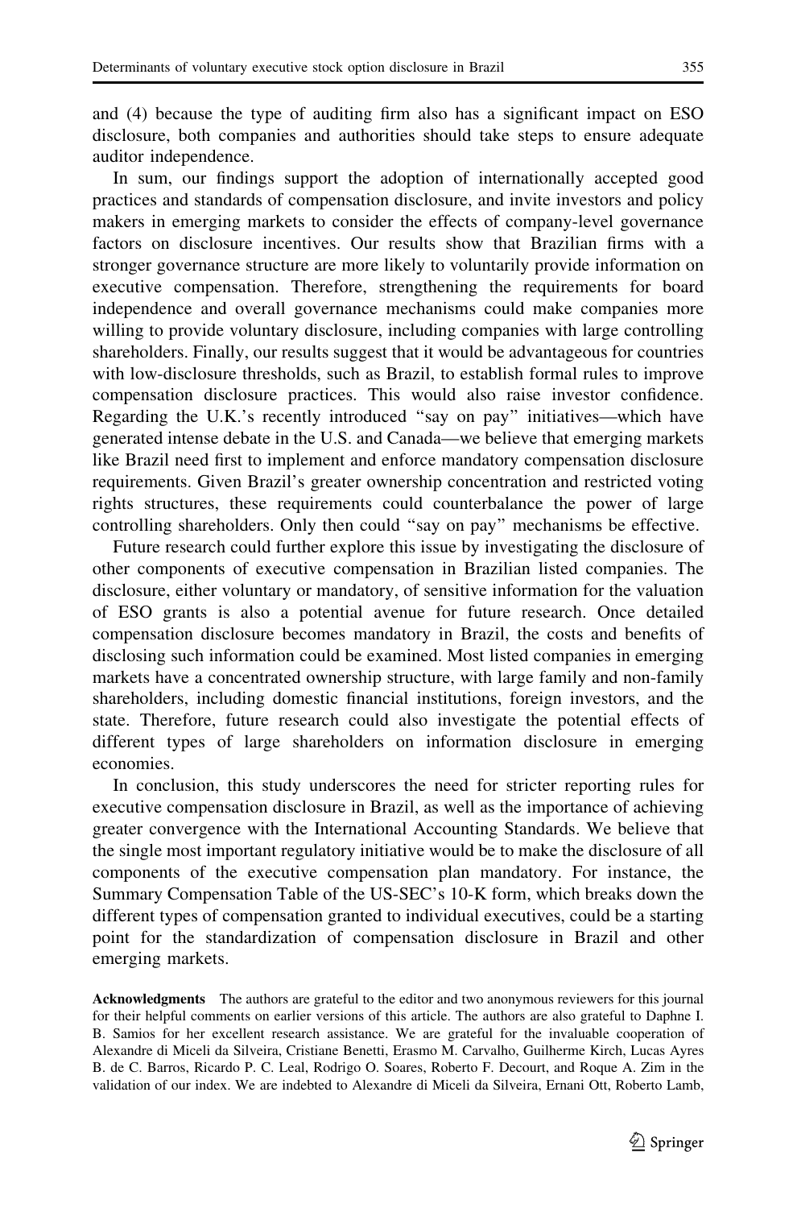and (4) because the type of auditing firm also has a significant impact on ESO disclosure, both companies and authorities should take steps to ensure adequate auditor independence.

In sum, our findings support the adoption of internationally accepted good practices and standards of compensation disclosure, and invite investors and policy makers in emerging markets to consider the effects of company-level governance factors on disclosure incentives. Our results show that Brazilian firms with a stronger governance structure are more likely to voluntarily provide information on executive compensation. Therefore, strengthening the requirements for board independence and overall governance mechanisms could make companies more willing to provide voluntary disclosure, including companies with large controlling shareholders. Finally, our results suggest that it would be advantageous for countries with low-disclosure thresholds, such as Brazil, to establish formal rules to improve compensation disclosure practices. This would also raise investor confidence. Regarding the U.K.'s recently introduced "say on pay" initiatives—which have generated intense debate in the U.S. and Canada—we believe that emerging markets like Brazil need first to implement and enforce mandatory compensation disclosure requirements. Given Brazil's greater ownership concentration and restricted voting rights structures, these requirements could counterbalance the power of large controlling shareholders. Only then could "say on pay" mechanisms be effective.

Future research could further explore this issue by investigating the disclosure of other components of executive compensation in Brazilian listed companies. The disclosure, either voluntary or mandatory, of sensitive information for the valuation of ESO grants is also a potential avenue for future research. Once detailed compensation disclosure becomes mandatory in Brazil, the costs and benefits of disclosing such information could be examined. Most listed companies in emerging markets have a concentrated ownership structure, with large family and non-family shareholders, including domestic financial institutions, foreign investors, and the state. Therefore, future research could also investigate the potential effects of different types of large shareholders on information disclosure in emerging economies.

In conclusion, this study underscores the need for stricter reporting rules for executive compensation disclosure in Brazil, as well as the importance of achieving greater convergence with the International Accounting Standards. We believe that the single most important regulatory initiative would be to make the disclosure of all components of the executive compensation plan mandatory. For instance, the Summary Compensation Table of the US-SEC's 10-K form, which breaks down the different types of compensation granted to individual executives, could be a starting point for the standardization of compensation disclosure in Brazil and other emerging markets.

**Acknowledgments** The authors are grateful to the editor and two anonymous reviewers for this journal for their helpful comments on earlier versions of this article. The authors are also grateful to Daphne I. B. Samios for her excellent research assistance. We are grateful for the invaluable cooperation of Alexandre di Miceli da Silveira, Cristiane Benetti, Erasmo M. Carvalho, Guilherme Kirch, Lucas Ayres B. de C. Barros, Ricardo P. C. Leal, Rodrigo O. Soares, Roberto F. Decourt, and Roque A. Zim in the validation of our index. We are indebted to Alexandre di Miceli da Silveira, Ernani Ott, Roberto Lamb,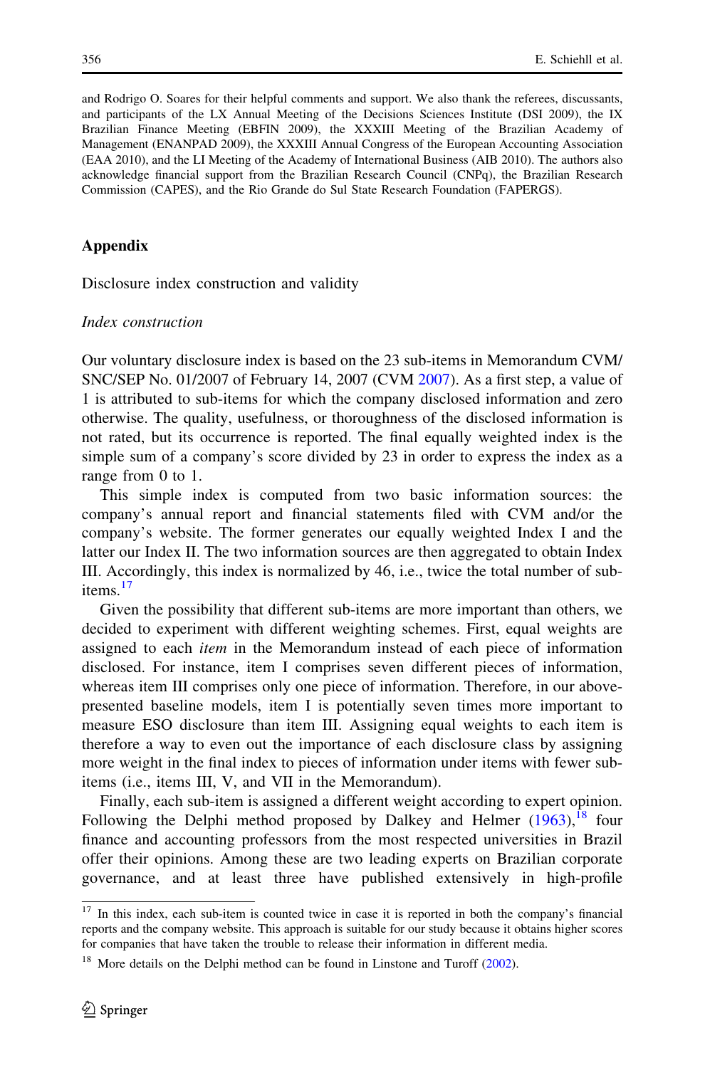and Rodrigo O. Soares for their helpful comments and support. We also thank the referees, discussants, and participants of the LX Annual Meeting of the Decisions Sciences Institute (DSI 2009), the IX Brazilian Finance Meeting (EBFIN 2009), the XXXIII Meeting of the Brazilian Academy of Management (ENANPAD 2009), the XXXIII Annual Congress of the European Accounting Association (EAA 2010), and the LI Meeting of the Academy of International Business (AIB 2010). The authors also acknowledge financial support from the Brazilian Research Council (CNPq), the Brazilian Research Commission (CAPES), and the Rio Grande do Sul State Research Foundation (FAPERGS).

## Appendix

Disclosure index construction and validity

### *Index construction*

Our voluntary disclosure index is based on the 23 sub-items in Memorandum CVM/SNC/SEP No. 01/2007 of February 14, 2007 (CVM 2007). As a first step, a value of 1 is attributed to sub-items for which the company disclosed information and zero otherwise. The quality, usefulness, or thoroughness of the disclosed information is not rated, but its occurrence is reported. The final equally weighted index is the simple sum of a company's score divided by 23 in order to express the index as a range from 0 to 1.

This simple index is computed from two basic information sources: the company's annual report and financial statements filed with CVM and/or the company's website. The former generates our equally weighted Index I and the latter our Index II. The two information sources are then aggregated to obtain Index III. Accordingly, this index is normalized by 46, i.e., twice the total number of sub-items.[17]

Given the possibility that different sub-items are more important than others, we decided to experiment with different weighting schemes. First, equal weights are assigned to each *item* in the Memorandum instead of each piece of information disclosed. For instance, item I comprises seven different pieces of information, whereas item III comprises only one piece of information. Therefore, in our above-presented baseline models, item I is potentially seven times more important to measure ESO disclosure than item III. Assigning equal weights to each item is therefore a way to even out the importance of each disclosure class by assigning more weight in the final index to pieces of information under items with fewer sub-items (i.e., items III, V, and VII in the Memorandum).

Finally, each sub-item is assigned a different weight according to expert opinion. Following the Delphi method proposed by Dalkey and Helmer (1963),[18] four finance and accounting professors from the most respected universities in Brazil offer their opinions. Among these are two leading experts on Brazilian corporate governance, and at least three have published extensively in high-profile

[17] In this index, each sub-item is counted twice in case it is reported in both the company's financial reports and the company website. This approach is suitable for our study because it obtains higher scores for companies that have taken the trouble to release their information in different media.

[18] More details on the Delphi method can be found in Linstone and Turoff (2002).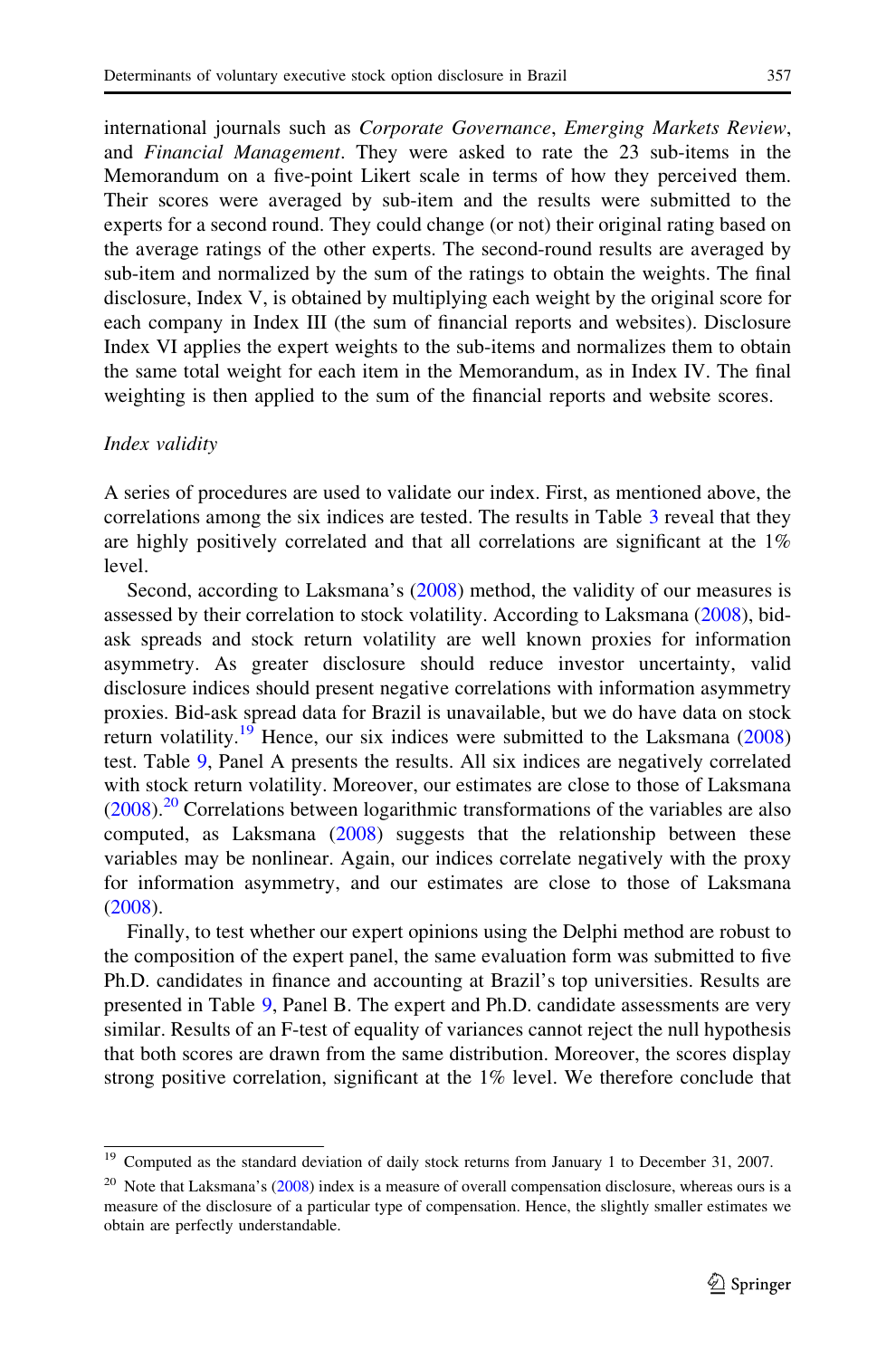international journals such as *Corporate Governance*, *Emerging Markets Review*, and *Financial Management*. They were asked to rate the 23 sub-items in the Memorandum on a five-point Likert scale in terms of how they perceived them. Their scores were averaged by sub-item and the results were submitted to the experts for a second round. They could change (or not) their original rating based on the average ratings of the other experts. The second-round results are averaged by sub-item and normalized by the sum of the ratings to obtain the weights. The final disclosure, Index V, is obtained by multiplying each weight by the original score for each company in Index III (the sum of financial reports and websites). Disclosure Index VI applies the expert weights to the sub-items and normalizes them to obtain the same total weight for each item in the Memorandum, as in Index IV. The final weighting is then applied to the sum of the financial reports and website scores.

*Index validity*

A series of procedures are used to validate our index. First, as mentioned above, the correlations among the six indices are tested. The results in Table 3 reveal that they are highly positively correlated and that all correlations are significant at the 1% level.

Second, according to Laksmana's (2008) method, the validity of our measures is assessed by their correlation to stock volatility. According to Laksmana (2008), bid-ask spreads and stock return volatility are well known proxies for information asymmetry. As greater disclosure should reduce investor uncertainty, valid disclosure indices should present negative correlations with information asymmetry proxies. Bid-ask spread data for Brazil is unavailable, but we do have data on stock return volatility.[19] Hence, our six indices were submitted to the Laksmana (2008) test. Table 9, Panel A presents the results. All six indices are negatively correlated with stock return volatility. Moreover, our estimates are close to those of Laksmana (2008).[20] Correlations between logarithmic transformations of the variables are also computed, as Laksmana (2008) suggests that the relationship between these variables may be nonlinear. Again, our indices correlate negatively with the proxy for information asymmetry, and our estimates are close to those of Laksmana (2008).

Finally, to test whether our expert opinions using the Delphi method are robust to the composition of the expert panel, the same evaluation form was submitted to five Ph.D. candidates in finance and accounting at Brazil's top universities. Results are presented in Table 9, Panel B. The expert and Ph.D. candidate assessments are very similar. Results of an F-test of equality of variances cannot reject the null hypothesis that both scores are drawn from the same distribution. Moreover, the scores display strong positive correlation, significant at the 1% level. We therefore conclude that

---

[19] Computed as the standard deviation of daily stock returns from January 1 to December 31, 2007.

[20] Note that Laksmana's (2008) index is a measure of overall compensation disclosure, whereas ours is a measure of the disclosure of a particular type of compensation. Hence, the slightly smaller estimates we obtain are perfectly understandable.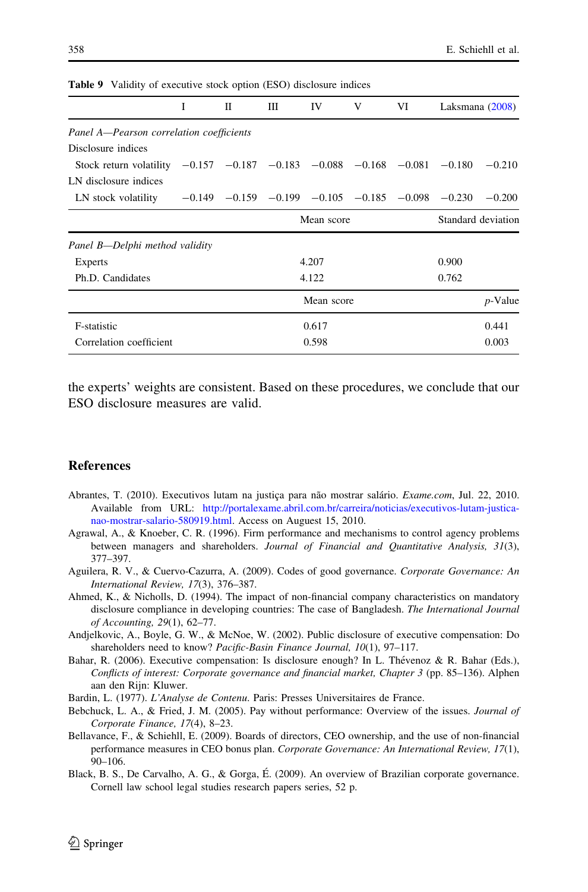**Table 9** Validity of executive stock option (ESO) disclosure indices

| | I | II | III | IV | V | VI | Laksmana (2008) | |
|---|---|---|---|---|---|---|---|---|
| *Panel A—Pearson correlation coefficients* | | | | | | | | |
| Disclosure indices | | | | | | | | |
| Stock return volatility | −0.157 | −0.187 | −0.183 | −0.088 | −0.168 | −0.081 | −0.180 | −0.210 |
| LN disclosure indices | | | | | | | | |
| LN stock volatility | −0.149 | −0.159 | −0.199 | −0.105 | −0.185 | −0.098 | −0.230 | −0.200 |

| | Mean score | Standard deviation |
|---|---|---|
| *Panel B—Delphi method validity* | | |
| Experts | 4.207 | 0.900 |
| Ph.D. Candidates | 4.122 | 0.762 |

| | Mean score | *p*-Value |
|---|---|---|
| F-statistic | 0.617 | 0.441 |
| Correlation coefficient | 0.598 | 0.003 |

the experts' weights are consistent. Based on these procedures, we conclude that our ESO disclosure measures are valid.

## References

Abrantes, T. (2010). Executivos lutam na justiça para não mostrar salário. *Exame.com*, Jul. 22, 2010. Available from URL: http://portalexame.abril.com.br/carreira/noticias/executivos-lutam-justica-nao-mostrar-salario-580919.html. Access on Auguest 15, 2010.

Agrawal, A., & Knoeber, C. R. (1996). Firm performance and mechanisms to control agency problems between managers and shareholders. *Journal of Financial and Quantitative Analysis, 31*(3), 377–397.

Aguilera, R. V., & Cuervo-Cazurra, A. (2009). Codes of good governance. *Corporate Governance: An International Review, 17*(3), 376–387.

Ahmed, K., & Nicholls, D. (1994). The impact of non-financial company characteristics on mandatory disclosure compliance in developing countries: The case of Bangladesh. *The International Journal of Accounting, 29*(1), 62–77.

Andjelkovic, A., Boyle, G. W., & McNoe, W. (2002). Public disclosure of executive compensation: Do shareholders need to know? *Pacific-Basin Finance Journal, 10*(1), 97–117.

Bahar, R. (2006). Executive compensation: Is disclosure enough? In L. Thévenoz & R. Bahar (Eds.), *Conflicts of interest: Corporate governance and financial market, Chapter 3* (pp. 85–136). Alphen aan den Rijn: Kluwer.

Bardin, L. (1977). *L'Analyse de Contenu*. Paris: Presses Universitaires de France.

Bebchuck, L. A., & Fried, J. M. (2005). Pay without performance: Overview of the issues. *Journal of Corporate Finance, 17*(4), 8–23.

Bellavance, F., & Schiehll, E. (2009). Boards of directors, CEO ownership, and the use of non-financial performance measures in CEO bonus plan. *Corporate Governance: An International Review, 17*(1), 90–106.

Black, B. S., De Carvalho, A. G., & Gorga, É. (2009). An overview of Brazilian corporate governance. Cornell law school legal studies research papers series, 52 p.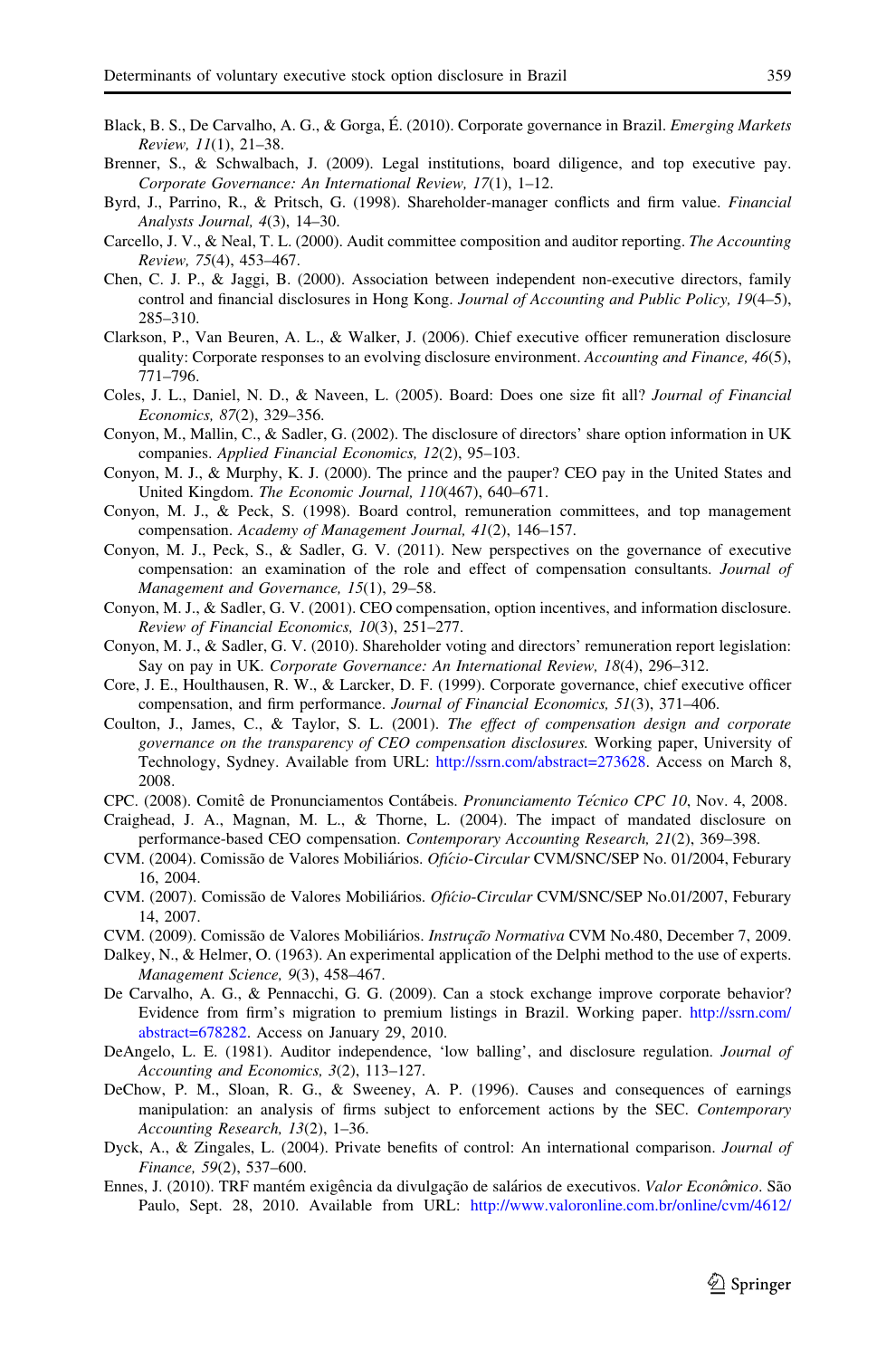Black, B. S., De Carvalho, A. G., & Gorga, É. (2010). Corporate governance in Brazil. *Emerging Markets Review, 11*(1), 21–38.

Brenner, S., & Schwalbach, J. (2009). Legal institutions, board diligence, and top executive pay. *Corporate Governance: An International Review, 17*(1), 1–12.

Byrd, J., Parrino, R., & Pritsch, G. (1998). Shareholder-manager conflicts and firm value. *Financial Analysts Journal, 4*(3), 14–30.

Carcello, J. V., & Neal, T. L. (2000). Audit committee composition and auditor reporting. *The Accounting Review, 75*(4), 453–467.

Chen, C. J. P., & Jaggi, B. (2000). Association between independent non-executive directors, family control and financial disclosures in Hong Kong. *Journal of Accounting and Public Policy, 19*(4–5), 285–310.

Clarkson, P., Van Beuren, A. L., & Walker, J. (2006). Chief executive officer remuneration disclosure quality: Corporate responses to an evolving disclosure environment. *Accounting and Finance, 46*(5), 771–796.

Coles, J. L., Daniel, N. D., & Naveen, L. (2005). Board: Does one size fit all? *Journal of Financial Economics, 87*(2), 329–356.

Conyon, M., Mallin, C., & Sadler, G. (2002). The disclosure of directors' share option information in UK companies. *Applied Financial Economics, 12*(2), 95–103.

Conyon, M. J., & Murphy, K. J. (2000). The prince and the pauper? CEO pay in the United States and United Kingdom. *The Economic Journal, 110*(467), 640–671.

Conyon, M. J., & Peck, S. (1998). Board control, remuneration committees, and top management compensation. *Academy of Management Journal, 41*(2), 146–157.

Conyon, M. J., Peck, S., & Sadler, G. V. (2011). New perspectives on the governance of executive compensation: an examination of the role and effect of compensation consultants. *Journal of Management and Governance, 15*(1), 29–58.

Conyon, M. J., & Sadler, G. V. (2001). CEO compensation, option incentives, and information disclosure. *Review of Financial Economics, 10*(3), 251–277.

Conyon, M. J., & Sadler, G. V. (2010). Shareholder voting and directors' remuneration report legislation: Say on pay in UK. *Corporate Governance: An International Review, 18*(4), 296–312.

Core, J. E., Houlthausen, R. W., & Larcker, D. F. (1999). Corporate governance, chief executive officer compensation, and firm performance. *Journal of Financial Economics, 51*(3), 371–406.

Coulton, J., James, C., & Taylor, S. L. (2001). *The effect of compensation design and corporate governance on the transparency of CEO compensation disclosures.* Working paper, University of Technology, Sydney. Available from URL: http://ssrn.com/abstract=273628. Access on March 8, 2008.

CPC. (2008). Comitê de Pronunciamentos Contábeis. *Pronunciamento Técnico CPC 10*, Nov. 4, 2008.

Craighead, J. A., Magnan, M. L., & Thorne, L. (2004). The impact of mandated disclosure on performance-based CEO compensation. *Contemporary Accounting Research, 21*(2), 369–398.

CVM. (2004). Comissão de Valores Mobiliários. *Ofício-Circular* CVM/SNC/SEP No. 01/2004, Feburary 16, 2004.

CVM. (2007). Comissão de Valores Mobiliários. *Ofício-Circular* CVM/SNC/SEP No.01/2007, Feburary 14, 2007.

CVM. (2009). Comissão de Valores Mobiliários. *Instrução Normativa* CVM No.480, December 7, 2009.

Dalkey, N., & Helmer, O. (1963). An experimental application of the Delphi method to the use of experts. *Management Science, 9*(3), 458–467.

De Carvalho, A. G., & Pennacchi, G. G. (2009). Can a stock exchange improve corporate behavior? Evidence from firm's migration to premium listings in Brazil. Working paper. http://ssrn.com/abstract=678282. Access on January 29, 2010.

DeAngelo, L. E. (1981). Auditor independence, 'low balling', and disclosure regulation. *Journal of Accounting and Economics, 3*(2), 113–127.

DeChow, P. M., Sloan, R. G., & Sweeney, A. P. (1996). Causes and consequences of earnings manipulation: an analysis of firms subject to enforcement actions by the SEC. *Contemporary Accounting Research, 13*(2), 1–36.

Dyck, A., & Zingales, L. (2004). Private benefits of control: An international comparison. *Journal of Finance, 59*(2), 537–600.

Ennes, J. (2010). TRF mantém exigência da divulgação de salários de executivos. *Valor Econômico*. São Paulo, Sept. 28, 2010. Available from URL: http://www.valoronline.com.br/online/cvm/4612/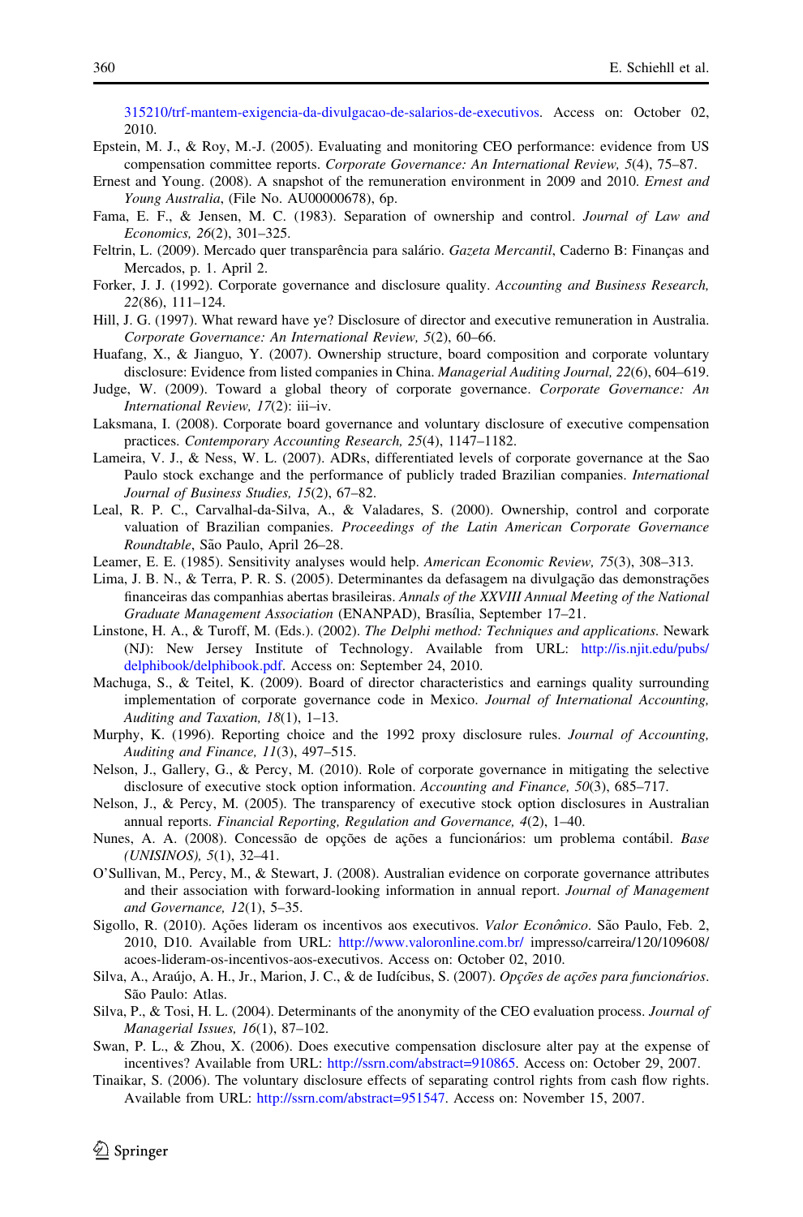315210/trf-mantem-exigencia-da-divulgacao-de-salarios-de-executivos. Access on: October 02, 2010.

Epstein, M. J., & Roy, M.-J. (2005). Evaluating and monitoring CEO performance: evidence from US compensation committee reports. *Corporate Governance: An International Review, 5*(4), 75–87.

Ernest and Young. (2008). A snapshot of the remuneration environment in 2009 and 2010. *Ernest and Young Australia*, (File No. AU00000678), 6p.

Fama, E. F., & Jensen, M. C. (1983). Separation of ownership and control. *Journal of Law and Economics, 26*(2), 301–325.

Feltrin, L. (2009). Mercado quer transparência para salário. *Gazeta Mercantil*, Caderno B: Finanças and Mercados, p. 1. April 2.

Forker, J. J. (1992). Corporate governance and disclosure quality. *Accounting and Business Research, 22*(86), 111–124.

Hill, J. G. (1997). What reward have ye? Disclosure of director and executive remuneration in Australia. *Corporate Governance: An International Review, 5*(2), 60–66.

Huafang, X., & Jianguo, Y. (2007). Ownership structure, board composition and corporate voluntary disclosure: Evidence from listed companies in China. *Managerial Auditing Journal, 22*(6), 604–619.

Judge, W. (2009). Toward a global theory of corporate governance. *Corporate Governance: An International Review, 17*(2): iii–iv.

Laksmana, I. (2008). Corporate board governance and voluntary disclosure of executive compensation practices. *Contemporary Accounting Research, 25*(4), 1147–1182.

Lameira, V. J., & Ness, W. L. (2007). ADRs, differentiated levels of corporate governance at the Sao Paulo stock exchange and the performance of publicly traded Brazilian companies. *International Journal of Business Studies, 15*(2), 67–82.

Leal, R. P. C., Carvalhal-da-Silva, A., & Valadares, S. (2000). Ownership, control and corporate valuation of Brazilian companies. *Proceedings of the Latin American Corporate Governance Roundtable*, São Paulo, April 26–28.

Leamer, E. E. (1985). Sensitivity analyses would help. *American Economic Review, 75*(3), 308–313.

Lima, J. B. N., & Terra, P. R. S. (2005). Determinantes da defasagem na divulgação das demonstrações financeiras das companhias abertas brasileiras. *Annals of the XXVIII Annual Meeting of the National Graduate Management Association* (ENANPAD), Brasília, September 17–21.

Linstone, H. A., & Turoff, M. (Eds.). (2002). *The Delphi method: Techniques and applications*. Newark (NJ): New Jersey Institute of Technology. Available from URL: http://is.njit.edu/pubs/delphibook/delphibook.pdf. Access on: September 24, 2010.

Machuga, S., & Teitel, K. (2009). Board of director characteristics and earnings quality surrounding implementation of corporate governance code in Mexico. *Journal of International Accounting, Auditing and Taxation, 18*(1), 1–13.

Murphy, K. (1996). Reporting choice and the 1992 proxy disclosure rules. *Journal of Accounting, Auditing and Finance, 11*(3), 497–515.

Nelson, J., Gallery, G., & Percy, M. (2010). Role of corporate governance in mitigating the selective disclosure of executive stock option information. *Accounting and Finance, 50*(3), 685–717.

Nelson, J., & Percy, M. (2005). The transparency of executive stock option disclosures in Australian annual reports. *Financial Reporting, Regulation and Governance, 4*(2), 1–40.

Nunes, A. A. (2008). Concessão de opções de ações a funcionários: um problema contábil. *Base (UNISINOS), 5*(1), 32–41.

O'Sullivan, M., Percy, M., & Stewart, J. (2008). Australian evidence on corporate governance attributes and their association with forward-looking information in annual report. *Journal of Management and Governance, 12*(1), 5–35.

Sigollo, R. (2010). Ações lideram os incentivos aos executivos. *Valor Econômico*. São Paulo, Feb. 2, 2010, D10. Available from URL: http://www.valoronline.com.br/ impresso/carreira/120/109608/acoes-lideram-os-incentivos-aos-executivos. Access on: October 02, 2010.

Silva, A., Araújo, A. H., Jr., Marion, J. C., & de Iudícibus, S. (2007). *Opções de ações para funcionários*. São Paulo: Atlas.

Silva, P., & Tosi, H. L. (2004). Determinants of the anonymity of the CEO evaluation process. *Journal of Managerial Issues, 16*(1), 87–102.

Swan, P. L., & Zhou, X. (2006). Does executive compensation disclosure alter pay at the expense of incentives? Available from URL: http://ssrn.com/abstract=910865. Access on: October 29, 2007.

Tinaikar, S. (2006). The voluntary disclosure effects of separating control rights from cash flow rights. Available from URL: http://ssrn.com/abstract=951547. Access on: November 15, 2007.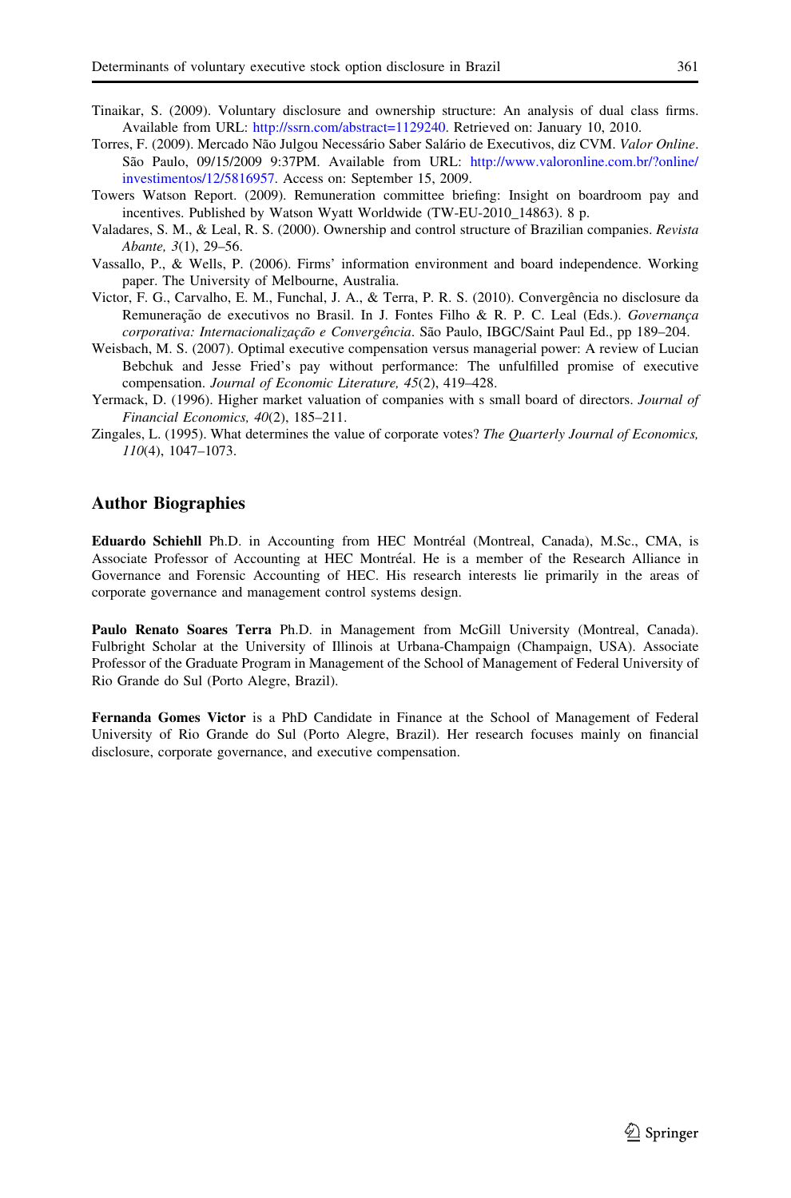Tinaikar, S. (2009). Voluntary disclosure and ownership structure: An analysis of dual class firms. Available from URL: http://ssrn.com/abstract=1129240. Retrieved on: January 10, 2010.

Torres, F. (2009). Mercado Não Julgou Necessário Saber Salário de Executivos, diz CVM. *Valor Online*. São Paulo, 09/15/2009 9:37PM. Available from URL: http://www.valoronline.com.br/?online/investimentos/12/5816957. Access on: September 15, 2009.

Towers Watson Report. (2009). Remuneration committee briefing: Insight on boardroom pay and incentives. Published by Watson Wyatt Worldwide (TW-EU-2010_14863). 8 p.

Valadares, S. M., & Leal, R. S. (2000). Ownership and control structure of Brazilian companies. *Revista Abante, 3*(1), 29–56.

Vassallo, P., & Wells, P. (2006). Firms' information environment and board independence. Working paper. The University of Melbourne, Australia.

Victor, F. G., Carvalho, E. M., Funchal, J. A., & Terra, P. R. S. (2010). Convergência no disclosure da Remuneração de executivos no Brasil. In J. Fontes Filho & R. P. C. Leal (Eds.). *Governança corporativa: Internacionalização e Convergência*. São Paulo, IBGC/Saint Paul Ed., pp 189–204.

Weisbach, M. S. (2007). Optimal executive compensation versus managerial power: A review of Lucian Bebchuk and Jesse Fried's pay without performance: The unfulfilled promise of executive compensation. *Journal of Economic Literature, 45*(2), 419–428.

Yermack, D. (1996). Higher market valuation of companies with s small board of directors. *Journal of Financial Economics, 40*(2), 185–211.

Zingales, L. (1995). What determines the value of corporate votes? *The Quarterly Journal of Economics, 110*(4), 1047–1073.

## Author Biographies

**Eduardo Schiehll** Ph.D. in Accounting from HEC Montréal (Montreal, Canada), M.Sc., CMA, is Associate Professor of Accounting at HEC Montréal. He is a member of the Research Alliance in Governance and Forensic Accounting of HEC. His research interests lie primarily in the areas of corporate governance and management control systems design.

**Paulo Renato Soares Terra** Ph.D. in Management from McGill University (Montreal, Canada). Fulbright Scholar at the University of Illinois at Urbana-Champaign (Champaign, USA). Associate Professor of the Graduate Program in Management of the School of Management of Federal University of Rio Grande do Sul (Porto Alegre, Brazil).

**Fernanda Gomes Victor** is a PhD Candidate in Finance at the School of Management of Federal University of Rio Grande do Sul (Porto Alegre, Brazil). Her research focuses mainly on financial disclosure, corporate governance, and executive compensation.